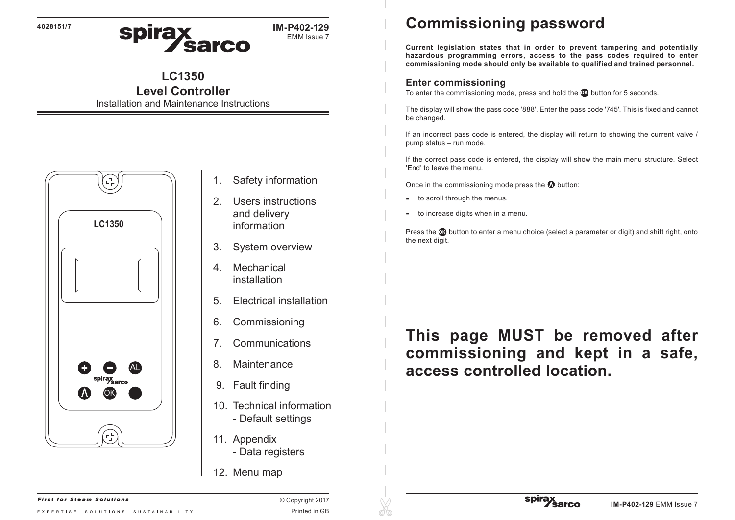4028151/7

IM-P402-129
EMM Issue 7

# LC1350
# Level Controller

Installation and Maintenance Instructions

1. Safety information
2. Users instructions and delivery information
3. System overview
4. Mechanical installation
5. Electrical installation
6. Commissioning
7. Communications
8. Maintenance
9. Fault finding
10. Technical information
    - Default settings
11. Appendix
    - Data registers
12. Menu map

***First for Steam Solutions***

EXPERTISE | SOLUTIONS | SUSTAINABILITY

© Copyright 2017

Printed in GB

# Commissioning password

**Current legislation states that in order to prevent tampering and potentially hazardous programming errors, access to the pass codes required to enter commissioning mode should only be available to qualified and trained personnel.**

## Enter commissioning

To enter the commissioning mode, press and hold the OK button for 5 seconds.

The display will show the pass code '888'. Enter the pass code '745'. This is fixed and cannot be changed.

If an incorrect pass code is entered, the display will return to showing the current valve / pump status – run mode.

If the correct pass code is entered, the display will show the main menu structure. Select 'End' to leave the menu.

Once in the commissioning mode press the Λ button:

- to scroll through the menus.
- to increase digits when in a menu.

Press the OK button to enter a menu choice (select a parameter or digit) and shift right, onto the next digit.

**This page MUST be removed after commissioning and kept in a safe, access controlled location.**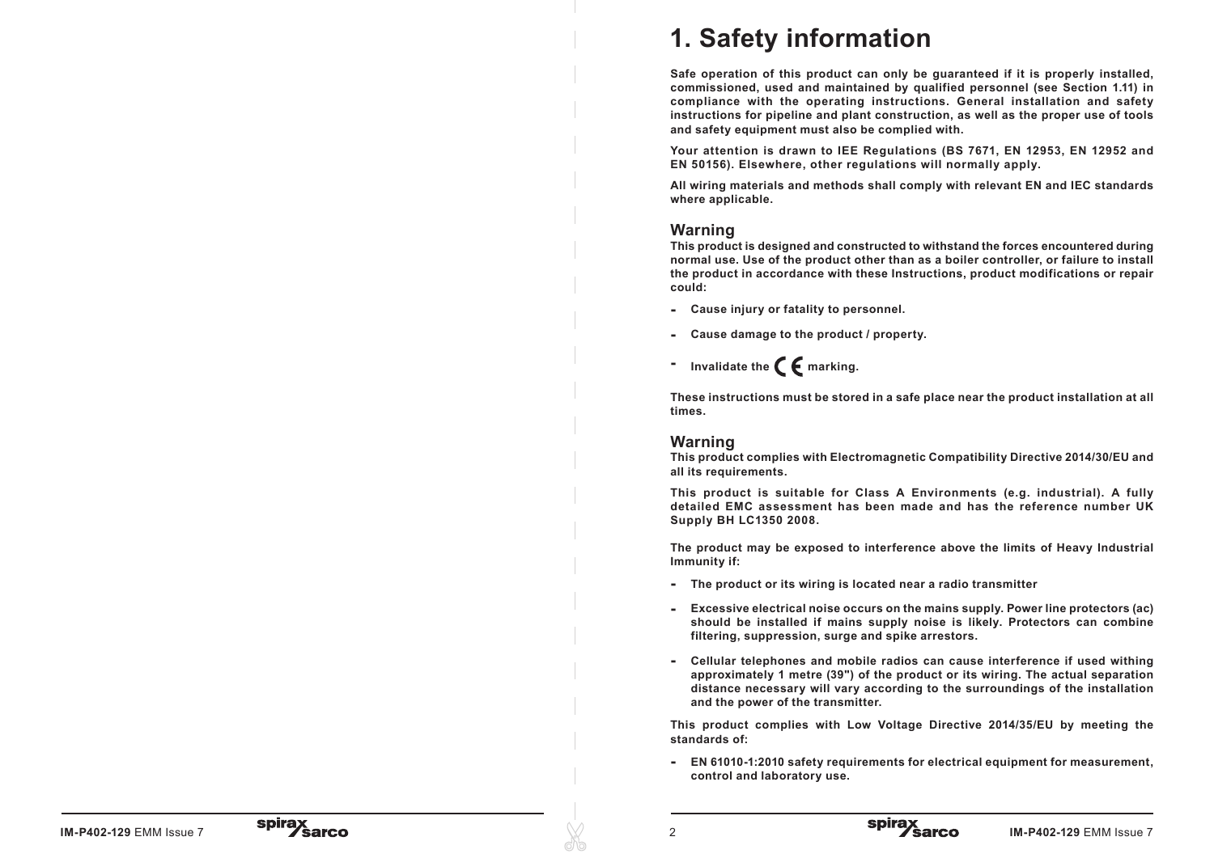# 1. Safety information

**Safe operation of this product can only be guaranteed if it is properly installed, commissioned, used and maintained by qualified personnel (see Section 1.11) in compliance with the operating instructions. General installation and safety instructions for pipeline and plant construction, as well as the proper use of tools and safety equipment must also be complied with.**

**Your attention is drawn to IEE Regulations (BS 7671, EN 12953, EN 12952 and EN 50156). Elsewhere, other regulations will normally apply.**

**All wiring materials and methods shall comply with relevant EN and IEC standards where applicable.**

## Warning

**This product is designed and constructed to withstand the forces encountered during normal use. Use of the product other than as a boiler controller, or failure to install the product in accordance with these Instructions, product modifications or repair could:**

- **Cause injury or fatality to personnel.**
- **Cause damage to the product / property.**
- **Invalidate the CE marking.**

**These instructions must be stored in a safe place near the product installation at all times.**

## Warning

**This product complies with Electromagnetic Compatibility Directive 2014/30/EU and all its requirements.**

**This product is suitable for Class A Environments (e.g. industrial). A fully detailed EMC assessment has been made and has the reference number UK Supply BH LC1350 2008.**

**The product may be exposed to interference above the limits of Heavy Industrial Immunity if:**

- **The product or its wiring is located near a radio transmitter**
- **Excessive electrical noise occurs on the mains supply. Power line protectors (ac) should be installed if mains supply noise is likely. Protectors can combine filtering, suppression, surge and spike arrestors.**
- **Cellular telephones and mobile radios can cause interference if used withing approximately 1 metre (39") of the product or its wiring. The actual separation distance necessary will vary according to the surroundings of the installation and the power of the transmitter.**

**This product complies with Low Voltage Directive 2014/35/EU by meeting the standards of:**

- **EN 61010-1:2010 safety requirements for electrical equipment for measurement, control and laboratory use.**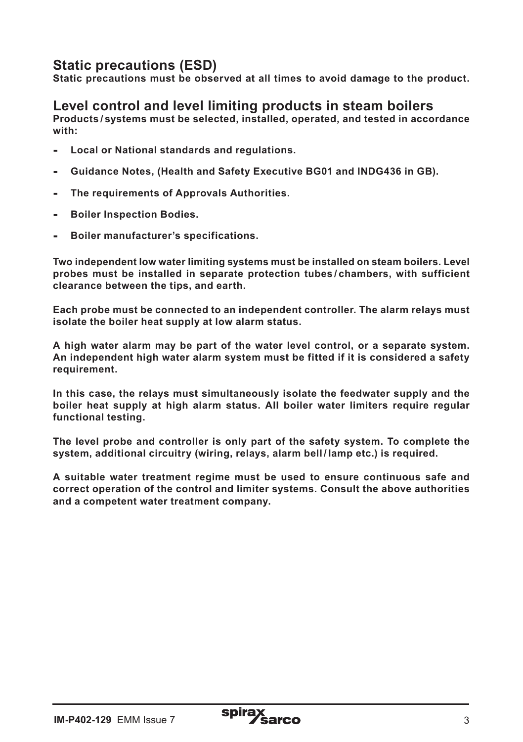## Static precautions (ESD)

**Static precautions must be observed at all times to avoid damage to the product.**

## Level control and level limiting products in steam boilers

**Products / systems must be selected, installed, operated, and tested in accordance with:**

- **Local or National standards and regulations.**
- **Guidance Notes, (Health and Safety Executive BG01 and INDG436 in GB).**
- **The requirements of Approvals Authorities.**
- **Boiler Inspection Bodies.**
- **Boiler manufacturer's specifications.**

**Two independent low water limiting systems must be installed on steam boilers. Level probes must be installed in separate protection tubes / chambers, with sufficient clearance between the tips, and earth.**

**Each probe must be connected to an independent controller. The alarm relays must isolate the boiler heat supply at low alarm status.**

**A high water alarm may be part of the water level control, or a separate system. An independent high water alarm system must be fitted if it is considered a safety requirement.**

**In this case, the relays must simultaneously isolate the feedwater supply and the boiler heat supply at high alarm status. All boiler water limiters require regular functional testing.**

**The level probe and controller is only part of the safety system. To complete the system, additional circuitry (wiring, relays, alarm bell / lamp etc.) is required.**

**A suitable water treatment regime must be used to ensure continuous safe and correct operation of the control and limiter systems. Consult the above authorities and a competent water treatment company.**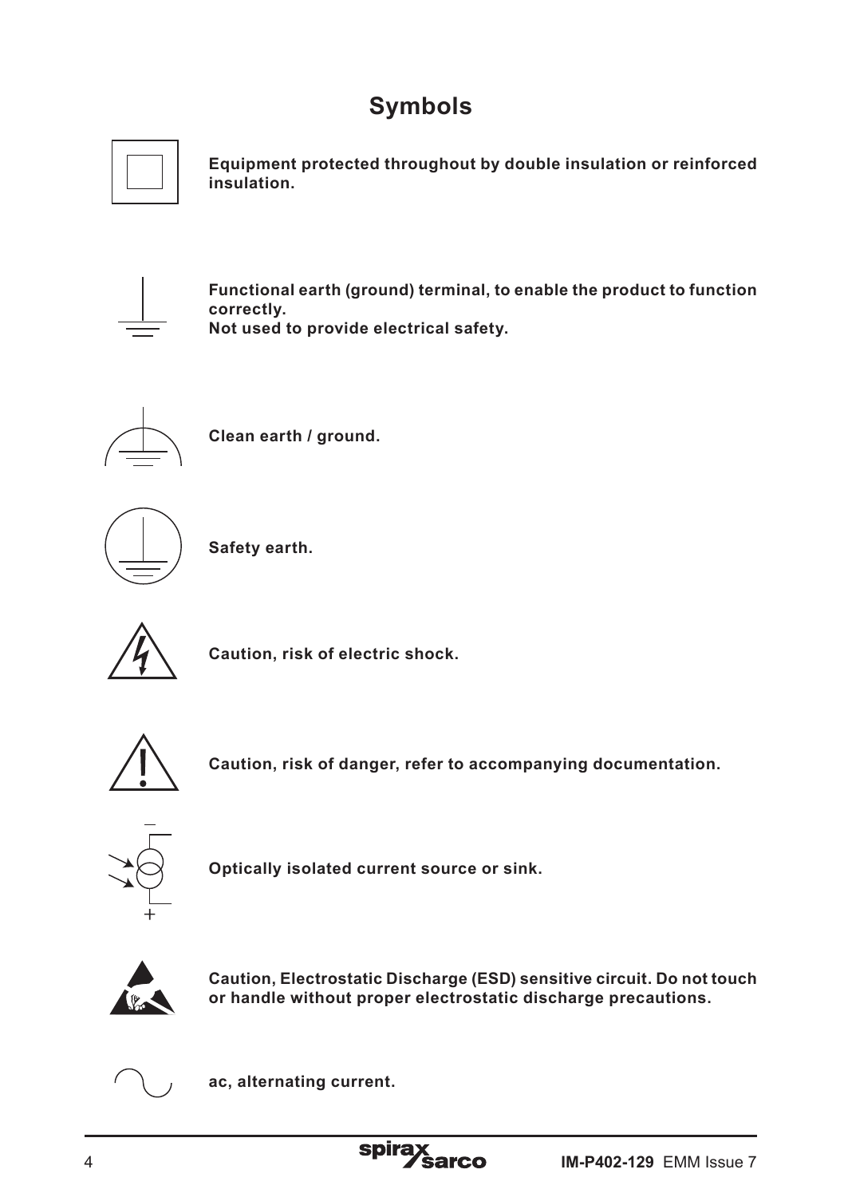# Symbols

**Equipment protected throughout by double insulation or reinforced insulation.**

**Functional earth (ground) terminal, to enable the product to function correctly.**
**Not used to provide electrical safety.**

**Clean earth / ground.**

**Safety earth.**

**Caution, risk of electric shock.**

**Caution, risk of danger, refer to accompanying documentation.**

**Optically isolated current source or sink.**

**Caution, Electrostatic Discharge (ESD) sensitive circuit. Do not touch or handle without proper electrostatic discharge precautions.**

**ac, alternating current.**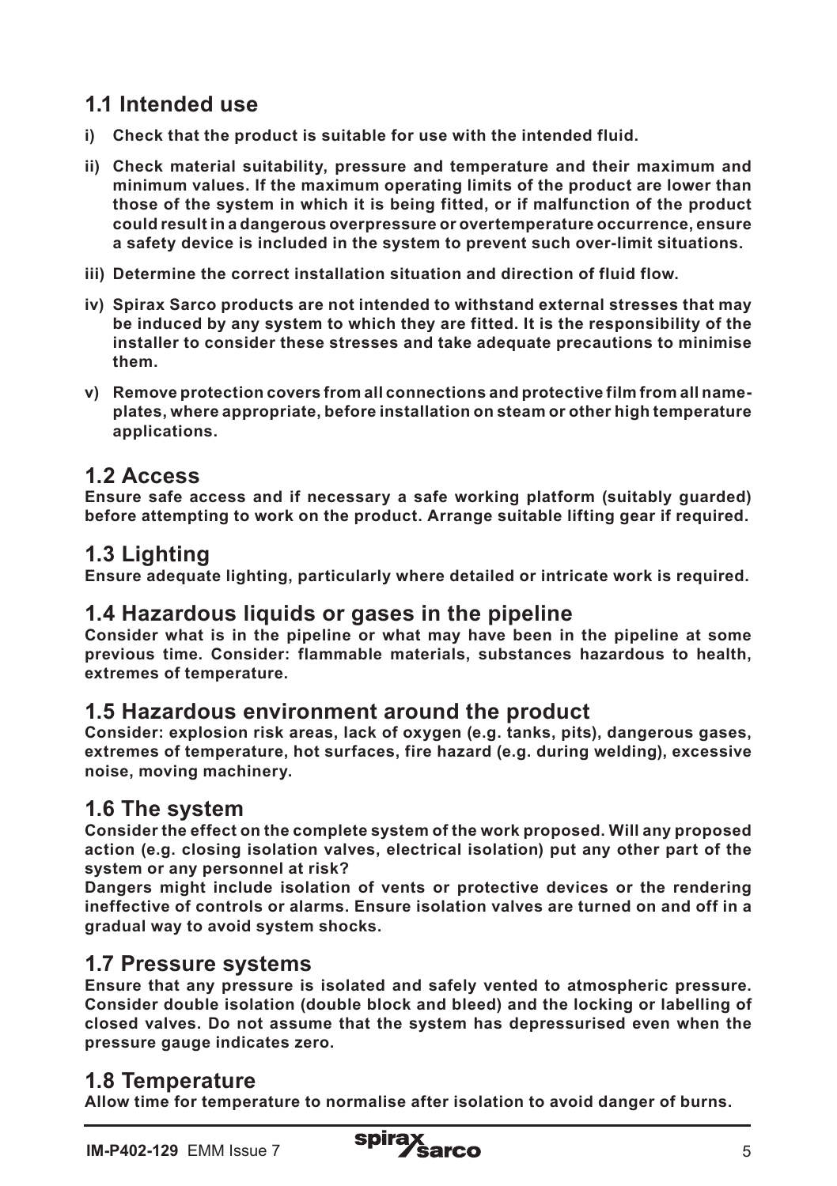## 1.1 Intended use

**i) Check that the product is suitable for use with the intended fluid.**

**ii) Check material suitability, pressure and temperature and their maximum and minimum values. If the maximum operating limits of the product are lower than those of the system in which it is being fitted, or if malfunction of the product could result in a dangerous overpressure or overtemperature occurrence, ensure a safety device is included in the system to prevent such over-limit situations.**

**iii) Determine the correct installation situation and direction of fluid flow.**

**iv) Spirax Sarco products are not intended to withstand external stresses that may be induced by any system to which they are fitted. It is the responsibility of the installer to consider these stresses and take adequate precautions to minimise them.**

**v) Remove protection covers from all connections and protective film from all name-plates, where appropriate, before installation on steam or other high temperature applications.**

## 1.2 Access

**Ensure safe access and if necessary a safe working platform (suitably guarded) before attempting to work on the product. Arrange suitable lifting gear if required.**

## 1.3 Lighting

**Ensure adequate lighting, particularly where detailed or intricate work is required.**

## 1.4 Hazardous liquids or gases in the pipeline

**Consider what is in the pipeline or what may have been in the pipeline at some previous time. Consider: flammable materials, substances hazardous to health, extremes of temperature.**

## 1.5 Hazardous environment around the product

**Consider: explosion risk areas, lack of oxygen (e.g. tanks, pits), dangerous gases, extremes of temperature, hot surfaces, fire hazard (e.g. during welding), excessive noise, moving machinery.**

## 1.6 The system

**Consider the effect on the complete system of the work proposed. Will any proposed action (e.g. closing isolation valves, electrical isolation) put any other part of the system or any personnel at risk?**

**Dangers might include isolation of vents or protective devices or the rendering ineffective of controls or alarms. Ensure isolation valves are turned on and off in a gradual way to avoid system shocks.**

## 1.7 Pressure systems

**Ensure that any pressure is isolated and safely vented to atmospheric pressure. Consider double isolation (double block and bleed) and the locking or labelling of closed valves. Do not assume that the system has depressurised even when the pressure gauge indicates zero.**

## 1.8 Temperature

**Allow time for temperature to normalise after isolation to avoid danger of burns.**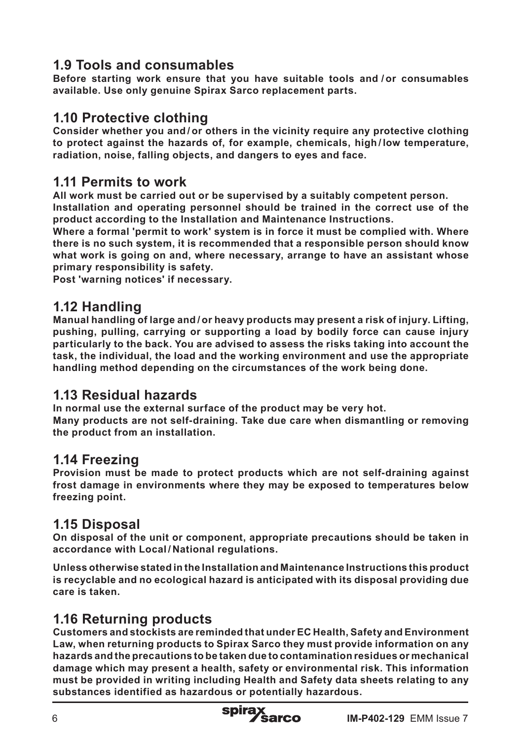## 1.9 Tools and consumables

**Before starting work ensure that you have suitable tools and / or consumables available. Use only genuine Spirax Sarco replacement parts.**

## 1.10 Protective clothing

**Consider whether you and / or others in the vicinity require any protective clothing to protect against the hazards of, for example, chemicals, high / low temperature, radiation, noise, falling objects, and dangers to eyes and face.**

## 1.11 Permits to work

**All work must be carried out or be supervised by a suitably competent person.**
**Installation and operating personnel should be trained in the correct use of the product according to the Installation and Maintenance Instructions.**
**Where a formal 'permit to work' system is in force it must be complied with. Where there is no such system, it is recommended that a responsible person should know what work is going on and, where necessary, arrange to have an assistant whose primary responsibility is safety.**
**Post 'warning notices' if necessary.**

## 1.12 Handling

**Manual handling of large and / or heavy products may present a risk of injury. Lifting, pushing, pulling, carrying or supporting a load by bodily force can cause injury particularly to the back. You are advised to assess the risks taking into account the task, the individual, the load and the working environment and use the appropriate handling method depending on the circumstances of the work being done.**

## 1.13 Residual hazards

**In normal use the external surface of the product may be very hot.**
**Many products are not self-draining. Take due care when dismantling or removing the product from an installation.**

## 1.14 Freezing

**Provision must be made to protect products which are not self-draining against frost damage in environments where they may be exposed to temperatures below freezing point.**

## 1.15 Disposal

**On disposal of the unit or component, appropriate precautions should be taken in accordance with Local / National regulations.**

**Unless otherwise stated in the Installation and Maintenance Instructions this product is recyclable and no ecological hazard is anticipated with its disposal providing due care is taken.**

## 1.16 Returning products

**Customers and stockists are reminded that under EC Health, Safety and Environment Law, when returning products to Spirax Sarco they must provide information on any hazards and the precautions to be taken due to contamination residues or mechanical damage which may present a health, safety or environmental risk. This information must be provided in writing including Health and Safety data sheets relating to any substances identified as hazardous or potentially hazardous.**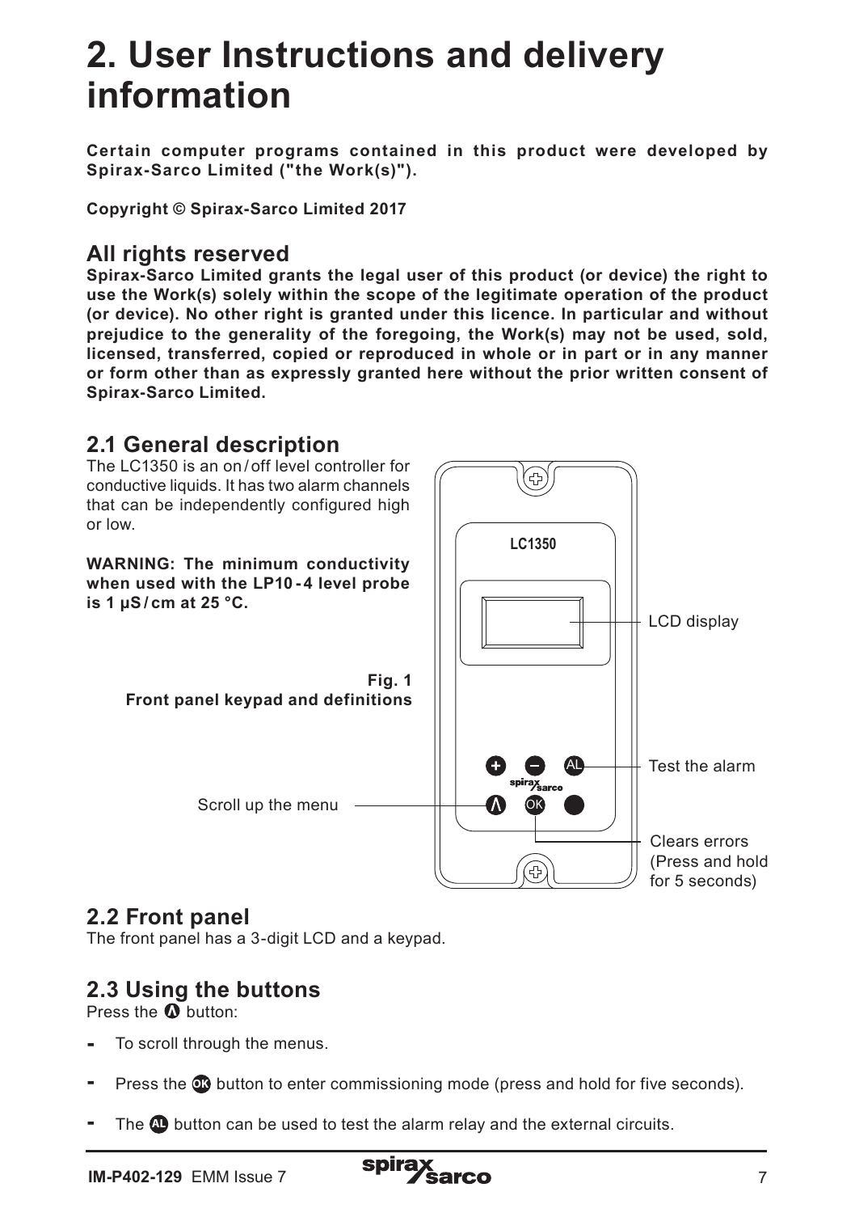# 2. User Instructions and delivery information

**Certain computer programs contained in this product were developed by Spirax-Sarco Limited ("the Work(s)").**

**Copyright © Spirax-Sarco Limited 2017**

## All rights reserved

**Spirax-Sarco Limited grants the legal user of this product (or device) the right to use the Work(s) solely within the scope of the legitimate operation of the product (or device). No other right is granted under this licence. In particular and without prejudice to the generality of the foregoing, the Work(s) may not be used, sold, licensed, transferred, copied or reproduced in whole or in part or in any manner or form other than as expressly granted here without the prior written consent of Spirax-Sarco Limited.**

## 2.1 General description

The LC1350 is an on/off level controller for conductive liquids. It has two alarm channels that can be independently configured high or low.

**WARNING: The minimum conductivity when used with the LP10-4 level probe is 1 μS/cm at 25 °C.**

LC1350

LCD display

Test the alarm

Scroll up the menu

Clears errors (Press and hold for 5 seconds)

**Fig. 1**
**Front panel keypad and definitions**

## 2.2 Front panel

The front panel has a 3-digit LCD and a keypad.

## 2.3 Using the buttons

Press the Λ button:

- To scroll through the menus.
- Press the OK button to enter commissioning mode (press and hold for five seconds).
- The AL button can be used to test the alarm relay and the external circuits.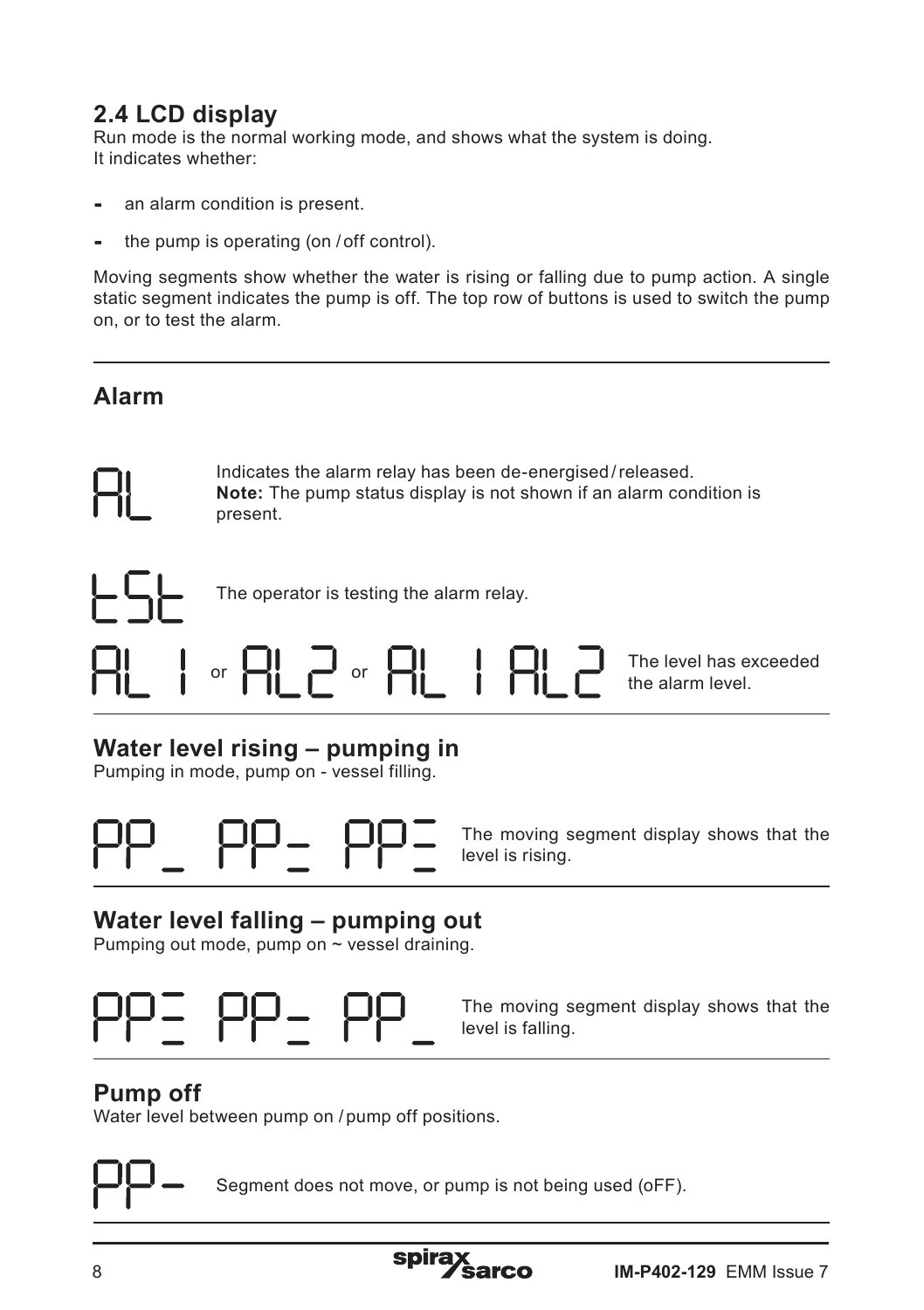## 2.4 LCD display

Run mode is the normal working mode, and shows what the system is doing.
It indicates whether:

- an alarm condition is present.
- the pump is operating (on / off control).

Moving segments show whether the water is rising or falling due to pump action. A single static segment indicates the pump is off. The top row of buttons is used to switch the pump on, or to test the alarm.

---

## Alarm

AL — Indicates the alarm relay has been de-energised / released.
**Note:** The pump status display is not shown if an alarm condition is present.

tSt — The operator is testing the alarm relay.

AL 1 or AL2 or AL 1 AL2 — The level has exceeded the alarm level.

---

## Water level rising – pumping in

Pumping in mode, pump on - vessel filling.

PP_ PP= PP≡ — The moving segment display shows that the level is rising.

---

## Water level falling – pumping out

Pumping out mode, pump on ~ vessel draining.

PP≡ PP= PP_ — The moving segment display shows that the level is falling.

---

## Pump off

Water level between pump on / pump off positions.

PP- — Segment does not move, or pump is not being used (oFF).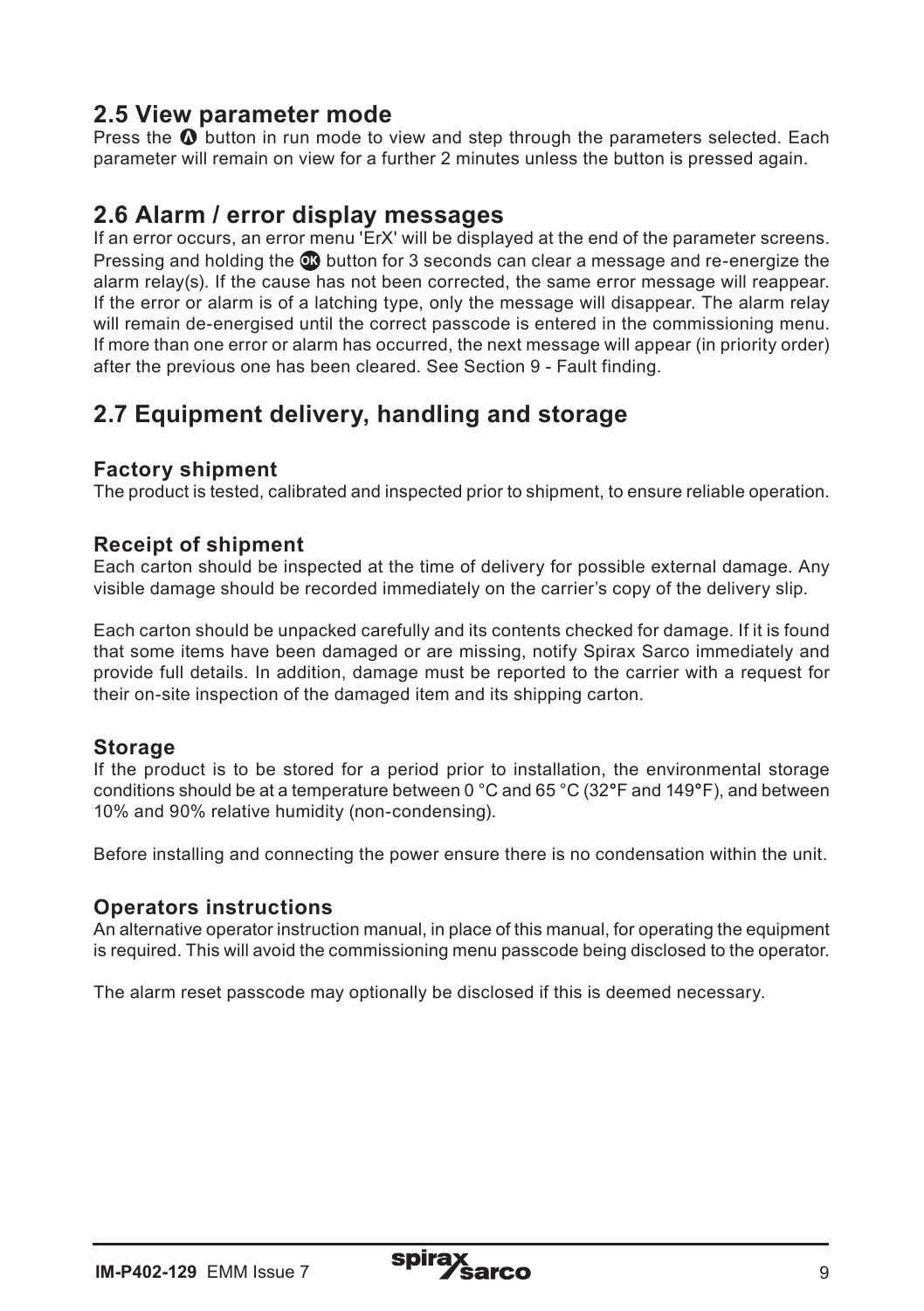## 2.5 View parameter mode

Press the ⊕ button in run mode to view and step through the parameters selected. Each parameter will remain on view for a further 2 minutes unless the button is pressed again.

## 2.6 Alarm / error display messages

If an error occurs, an error menu 'ErX' will be displayed at the end of the parameter screens. Pressing and holding the OK button for 3 seconds can clear a message and re-energize the alarm relay(s). If the cause has not been corrected, the same error message will reappear. If the error or alarm is of a latching type, only the message will disappear. The alarm relay will remain de-energised until the correct passcode is entered in the commissioning menu. If more than one error or alarm has occurred, the next message will appear (in priority order) after the previous one has been cleared. See Section 9 - Fault finding.

## 2.7 Equipment delivery, handling and storage

### Factory shipment

The product is tested, calibrated and inspected prior to shipment, to ensure reliable operation.

### Receipt of shipment

Each carton should be inspected at the time of delivery for possible external damage. Any visible damage should be recorded immediately on the carrier's copy of the delivery slip.

Each carton should be unpacked carefully and its contents checked for damage. If it is found that some items have been damaged or are missing, notify Spirax Sarco immediately and provide full details. In addition, damage must be reported to the carrier with a request for their on-site inspection of the damaged item and its shipping carton.

### Storage

If the product is to be stored for a period prior to installation, the environmental storage conditions should be at a temperature between 0 °C and 65 °C (32°F and 149°F), and between 10% and 90% relative humidity (non-condensing).

Before installing and connecting the power ensure there is no condensation within the unit.

### Operators instructions

An alternative operator instruction manual, in place of this manual, for operating the equipment is required. This will avoid the commissioning menu passcode being disclosed to the operator.

The alarm reset passcode may optionally be disclosed if this is deemed necessary.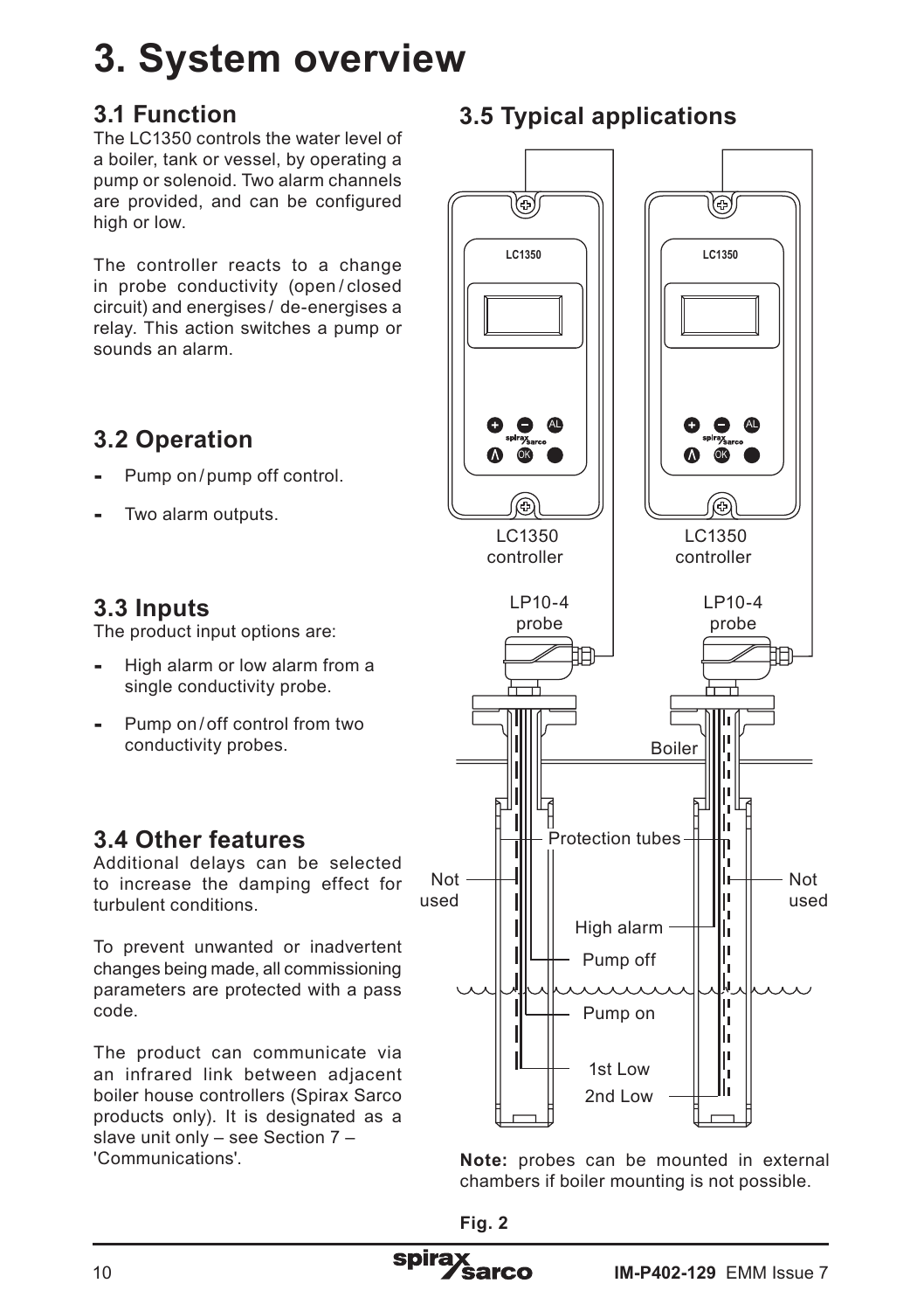# 3. System overview

## 3.1 Function

The LC1350 controls the water level of a boiler, tank or vessel, by operating a pump or solenoid. Two alarm channels are provided, and can be configured high or low.

The controller reacts to a change in probe conductivity (open / closed circuit) and energises / de-energises a relay. This action switches a pump or sounds an alarm.

## 3.2 Operation

- Pump on / pump off control.
- Two alarm outputs.

## 3.3 Inputs

The product input options are:

- High alarm or low alarm from a single conductivity probe.
- Pump on / off control from two conductivity probes.

## 3.4 Other features

Additional delays can be selected to increase the damping effect for turbulent conditions.

To prevent unwanted or inadvertent changes being made, all commissioning parameters are protected with a pass code.

The product can communicate via an infrared link between adjacent boiler house controllers (Spirax Sarco products only). It is designated as a slave unit only – see Section 7 – 'Communications'.

## 3.5 Typical applications

LC1350 controller

LC1350 controller

LP10-4 probe

LP10-4 probe

Boiler

Protection tubes

Not used

Not used

High alarm

Pump off

Pump on

1st Low

2nd Low

**Note:** probes can be mounted in external chambers if boiler mounting is not possible.

**Fig. 2**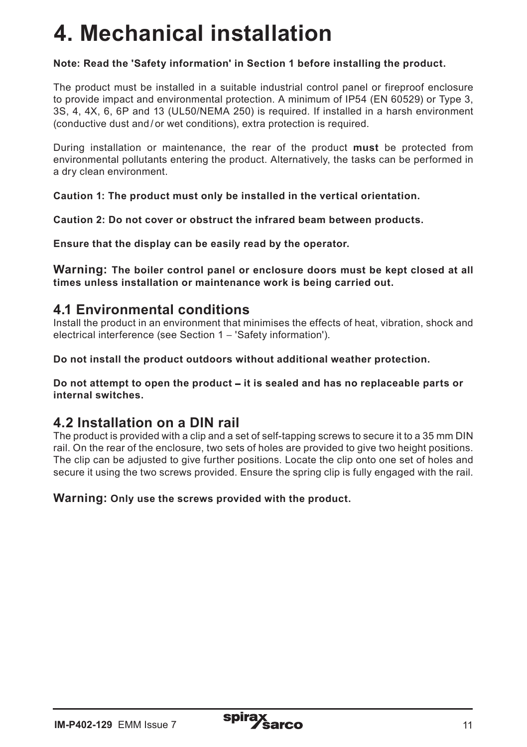# 4. Mechanical installation

**Note: Read the 'Safety information' in Section 1 before installing the product.**

The product must be installed in a suitable industrial control panel or fireproof enclosure to provide impact and environmental protection. A minimum of IP54 (EN 60529) or Type 3, 3S, 4, 4X, 6, 6P and 13 (UL50/NEMA 250) is required. If installed in a harsh environment (conductive dust and / or wet conditions), extra protection is required.

During installation or maintenance, the rear of the product **must** be protected from environmental pollutants entering the product. Alternatively, the tasks can be performed in a dry clean environment.

**Caution 1: The product must only be installed in the vertical orientation.**

**Caution 2: Do not cover or obstruct the infrared beam between products.**

**Ensure that the display can be easily read by the operator.**

**Warning: The boiler control panel or enclosure doors must be kept closed at all times unless installation or maintenance work is being carried out.**

## 4.1 Environmental conditions

Install the product in an environment that minimises the effects of heat, vibration, shock and electrical interference (see Section 1 – 'Safety information').

**Do not install the product outdoors without additional weather protection.**

**Do not attempt to open the product – it is sealed and has no replaceable parts or internal switches.**

## 4.2 Installation on a DIN rail

The product is provided with a clip and a set of self-tapping screws to secure it to a 35 mm DIN rail. On the rear of the enclosure, two sets of holes are provided to give two height positions. The clip can be adjusted to give further positions. Locate the clip onto one set of holes and secure it using the two screws provided. Ensure the spring clip is fully engaged with the rail.

**Warning: Only use the screws provided with the product.**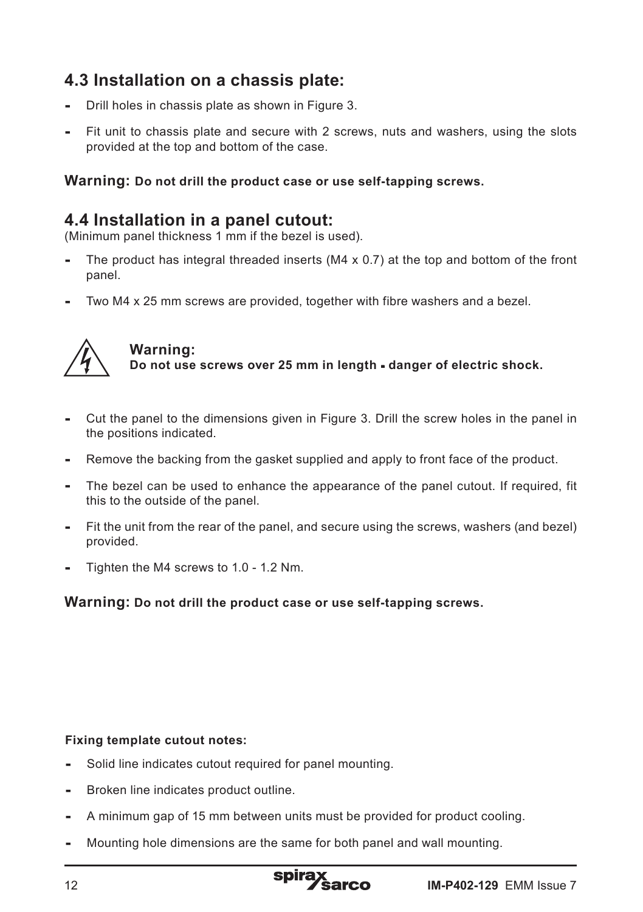## 4.3 Installation on a chassis plate:

- Drill holes in chassis plate as shown in Figure 3.
- Fit unit to chassis plate and secure with 2 screws, nuts and washers, using the slots provided at the top and bottom of the case.

**Warning: Do not drill the product case or use self-tapping screws.**

## 4.4 Installation in a panel cutout:

(Minimum panel thickness 1 mm if the bezel is used).

- The product has integral threaded inserts (M4 x 0.7) at the top and bottom of the front panel.
- Two M4 x 25 mm screws are provided, together with fibre washers and a bezel.

**Warning:**
**Do not use screws over 25 mm in length - danger of electric shock.**

- Cut the panel to the dimensions given in Figure 3. Drill the screw holes in the panel in the positions indicated.
- Remove the backing from the gasket supplied and apply to front face of the product.
- The bezel can be used to enhance the appearance of the panel cutout. If required, fit this to the outside of the panel.
- Fit the unit from the rear of the panel, and secure using the screws, washers (and bezel) provided.
- Tighten the M4 screws to 1.0 - 1.2 Nm.

**Warning: Do not drill the product case or use self-tapping screws.**

**Fixing template cutout notes:**

- Solid line indicates cutout required for panel mounting.
- Broken line indicates product outline.
- A minimum gap of 15 mm between units must be provided for product cooling.
- Mounting hole dimensions are the same for both panel and wall mounting.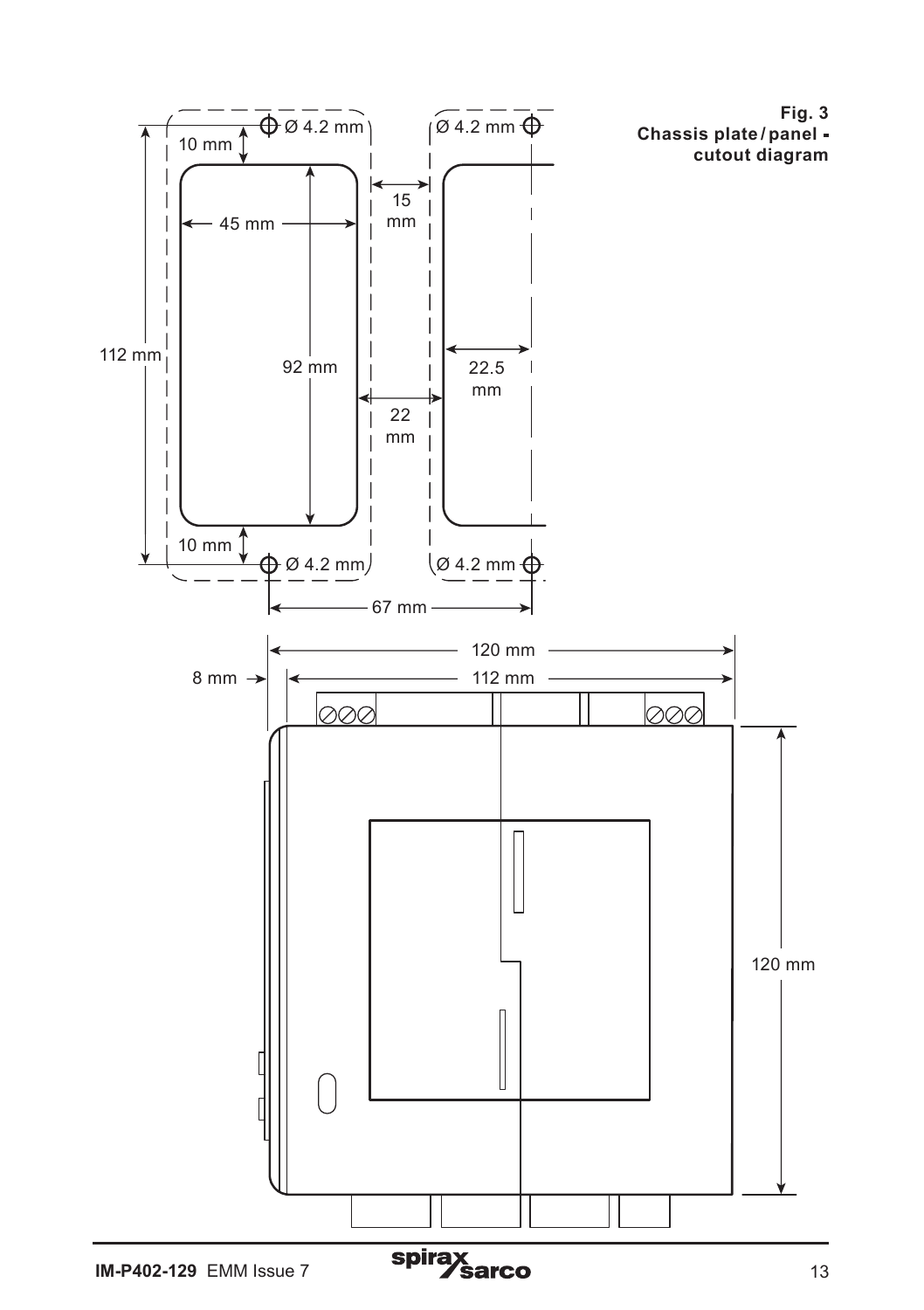**Fig. 3**
**Chassis plate / panel - cutout diagram**

Ø 4.2 mm

10 mm

45 mm

15 mm

112 mm

92 mm

22.5 mm

22 mm

10 mm

67 mm

120 mm

8 mm

112 mm

120 mm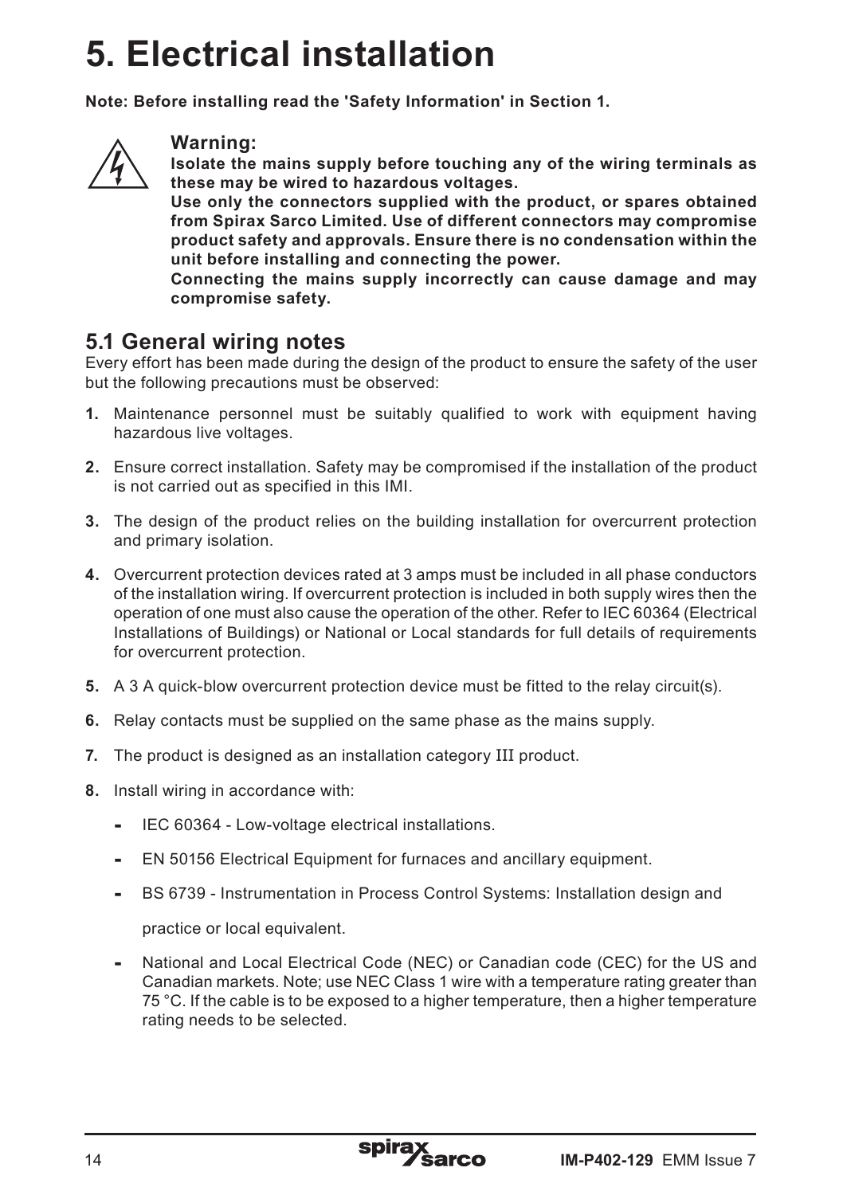# 5. Electrical installation

**Note: Before installing read the 'Safety Information' in Section 1.**

**Warning:**

**Isolate the mains supply before touching any of the wiring terminals as these may be wired to hazardous voltages.**

**Use only the connectors supplied with the product, or spares obtained from Spirax Sarco Limited. Use of different connectors may compromise product safety and approvals. Ensure there is no condensation within the unit before installing and connecting the power.**

**Connecting the mains supply incorrectly can cause damage and may compromise safety.**

## 5.1 General wiring notes

Every effort has been made during the design of the product to ensure the safety of the user but the following precautions must be observed:

**1.** Maintenance personnel must be suitably qualified to work with equipment having hazardous live voltages.

**2.** Ensure correct installation. Safety may be compromised if the installation of the product is not carried out as specified in this IMI.

**3.** The design of the product relies on the building installation for overcurrent protection and primary isolation.

**4.** Overcurrent protection devices rated at 3 amps must be included in all phase conductors of the installation wiring. If overcurrent protection is included in both supply wires then the operation of one must also cause the operation of the other. Refer to IEC 60364 (Electrical Installations of Buildings) or National or Local standards for full details of requirements for overcurrent protection.

**5.** A 3 A quick-blow overcurrent protection device must be fitted to the relay circuit(s).

**6.** Relay contacts must be supplied on the same phase as the mains supply.

**7.** The product is designed as an installation category III product.

**8.** Install wiring in accordance with:

- IEC 60364 - Low-voltage electrical installations.
- EN 50156 Electrical Equipment for furnaces and ancillary equipment.
- BS 6739 - Instrumentation in Process Control Systems: Installation design and practice or local equivalent.
- National and Local Electrical Code (NEC) or Canadian code (CEC) for the US and Canadian markets. Note; use NEC Class 1 wire with a temperature rating greater than 75 °C. If the cable is to be exposed to a higher temperature, then a higher temperature rating needs to be selected.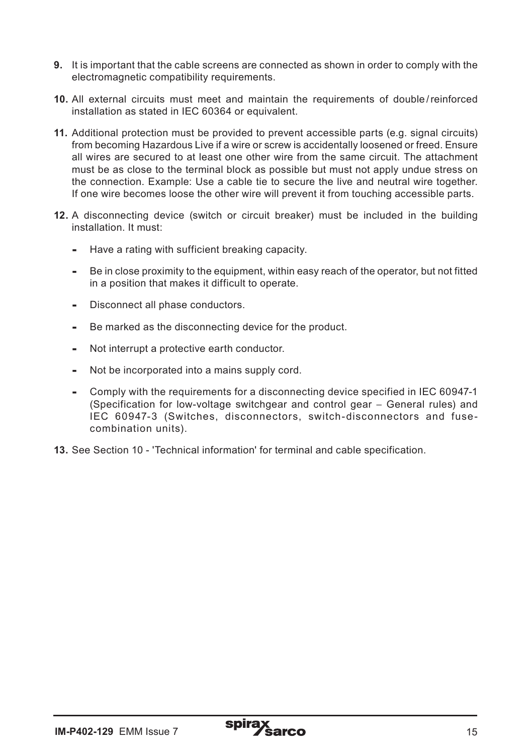**9.** It is important that the cable screens are connected as shown in order to comply with the electromagnetic compatibility requirements.

**10.** All external circuits must meet and maintain the requirements of double/reinforced installation as stated in IEC 60364 or equivalent.

**11.** Additional protection must be provided to prevent accessible parts (e.g. signal circuits) from becoming Hazardous Live if a wire or screw is accidentally loosened or freed. Ensure all wires are secured to at least one other wire from the same circuit. The attachment must be as close to the terminal block as possible but must not apply undue stress on the connection. Example: Use a cable tie to secure the live and neutral wire together. If one wire becomes loose the other wire will prevent it from touching accessible parts.

**12.** A disconnecting device (switch or circuit breaker) must be included in the building installation. It must:

- Have a rating with sufficient breaking capacity.
- Be in close proximity to the equipment, within easy reach of the operator, but not fitted in a position that makes it difficult to operate.
- Disconnect all phase conductors.
- Be marked as the disconnecting device for the product.
- Not interrupt a protective earth conductor.
- Not be incorporated into a mains supply cord.
- Comply with the requirements for a disconnecting device specified in IEC 60947-1 (Specification for low-voltage switchgear and control gear – General rules) and IEC 60947-3 (Switches, disconnectors, switch-disconnectors and fuse-combination units).

**13.** See Section 10 - 'Technical information' for terminal and cable specification.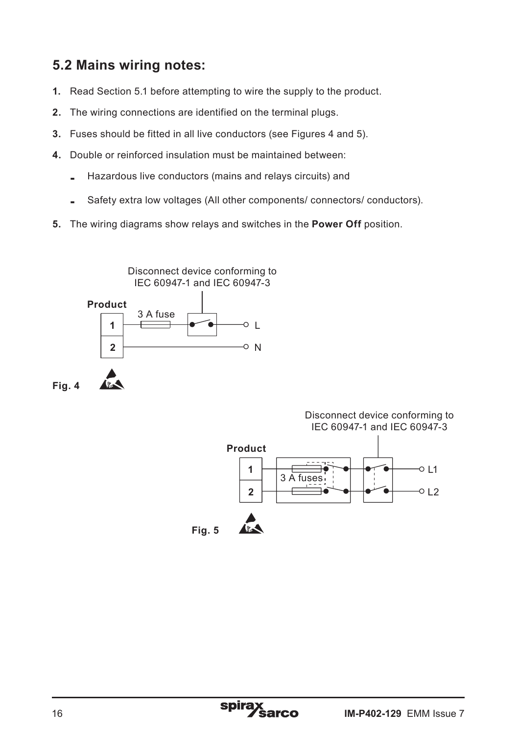## 5.2 Mains wiring notes:

1. Read Section 5.1 before attempting to wire the supply to the product.
2. The wiring connections are identified on the terminal plugs.
3. Fuses should be fitted in all live conductors (see Figures 4 and 5).
4. Double or reinforced insulation must be maintained between:
   - Hazardous live conductors (mains and relays circuits) and
   - Safety extra low voltages (All other components/ connectors/ conductors).
5. The wiring diagrams show relays and switches in the **Power Off** position.

Disconnect device conforming to IEC 60947-1 and IEC 60947-3

**Product**

3 A fuse

1 L

2 N

**Fig. 4**

Disconnect device conforming to IEC 60947-1 and IEC 60947-3

**Product**

3 A fuses

1 L1

2 L2

**Fig. 5**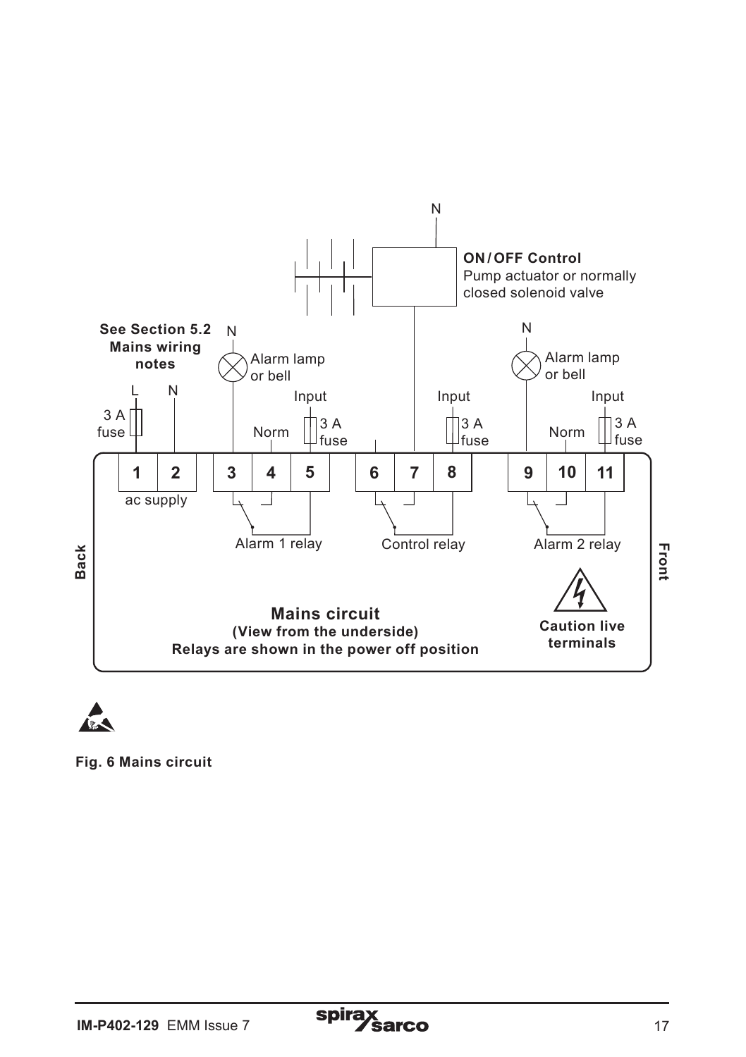N

**ON / OFF Control**
Pump actuator or normally closed solenoid valve

**See Section 5.2 Mains wiring notes**

N

Alarm lamp or bell

N

Alarm lamp or bell

L N

3 A fuse

Input

3 A fuse

Norm

Input

3 A fuse

Input

3 A fuse

Norm

| 1 | 2 | 3 | 4 | 5 | 6 | 7 | 8 | 9 | 10 | 11 |
|---|---|---|---|---|---|---|---|---|---|---|

ac supply

Alarm 1 relay

Control relay

Alarm 2 relay

**Back**

**Front**

**Mains circuit**
**(View from the underside)**
**Relays are shown in the power off position**

**Caution live terminals**

**Fig. 6 Mains circuit**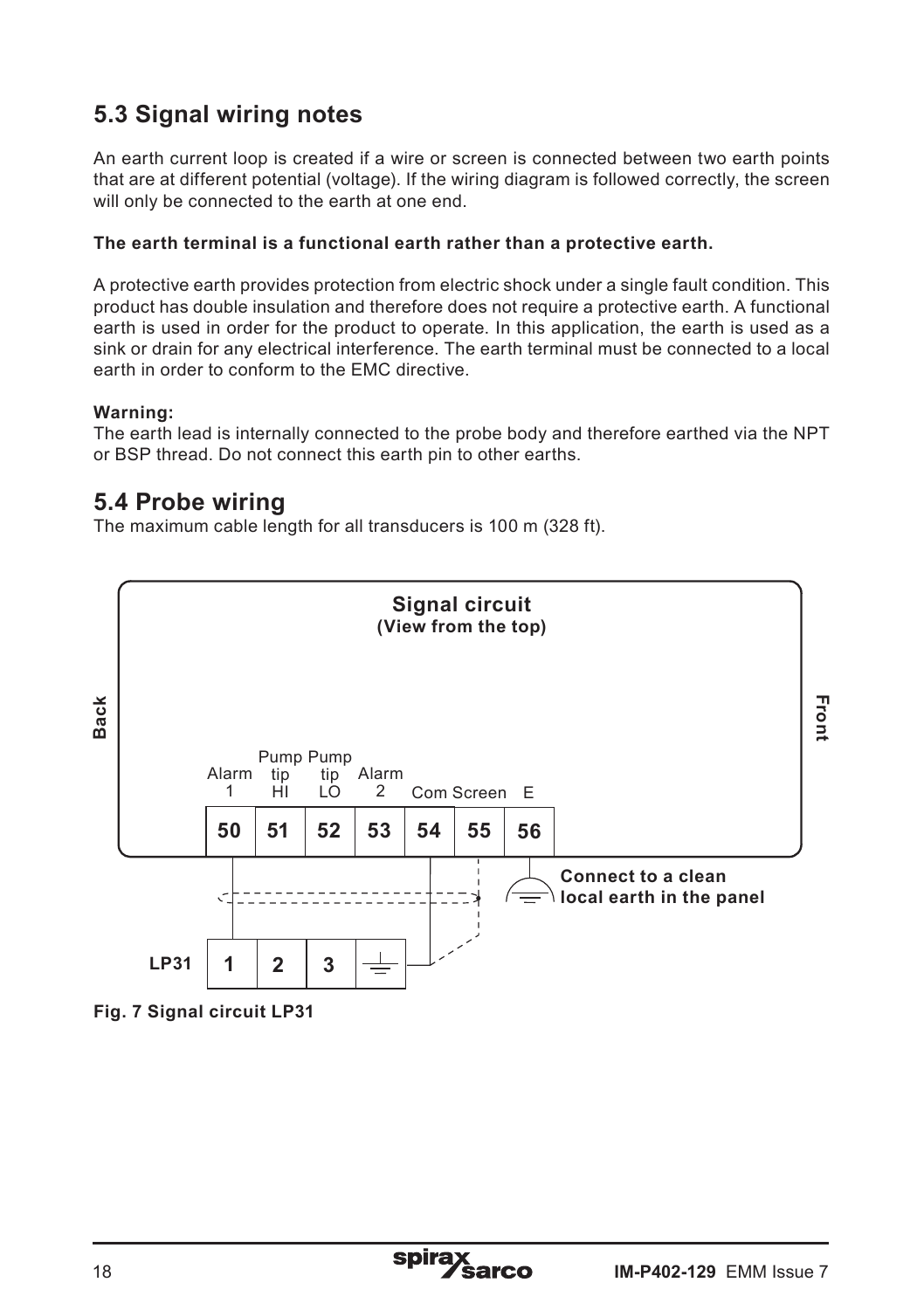## 5.3 Signal wiring notes

An earth current loop is created if a wire or screen is connected between two earth points that are at different potential (voltage). If the wiring diagram is followed correctly, the screen will only be connected to the earth at one end.

**The earth terminal is a functional earth rather than a protective earth.**

A protective earth provides protection from electric shock under a single fault condition. This product has double insulation and therefore does not require a protective earth. A functional earth is used in order for the product to operate. In this application, the earth is used as a sink or drain for any electrical interference. The earth terminal must be connected to a local earth in order to conform to the EMC directive.

**Warning:**
The earth lead is internally connected to the probe body and therefore earthed via the NPT or BSP thread. Do not connect this earth pin to other earths.

## 5.4 Probe wiring

The maximum cable length for all transducers is 100 m (328 ft).

**Signal circuit**
**(View from the top)**

Back | Front

| Alarm 1 | Pump tip HI | Pump tip LO | Alarm 2 | Com | Screen | E |
|---|---|---|---|---|---|---|
| 50 | 51 | 52 | 53 | 54 | 55 | 56 |

**Connect to a clean local earth in the panel**

| LP31 | 1 | 2 | 3 | ⏚ |
|---|---|---|---|---|

**Fig. 7 Signal circuit LP31**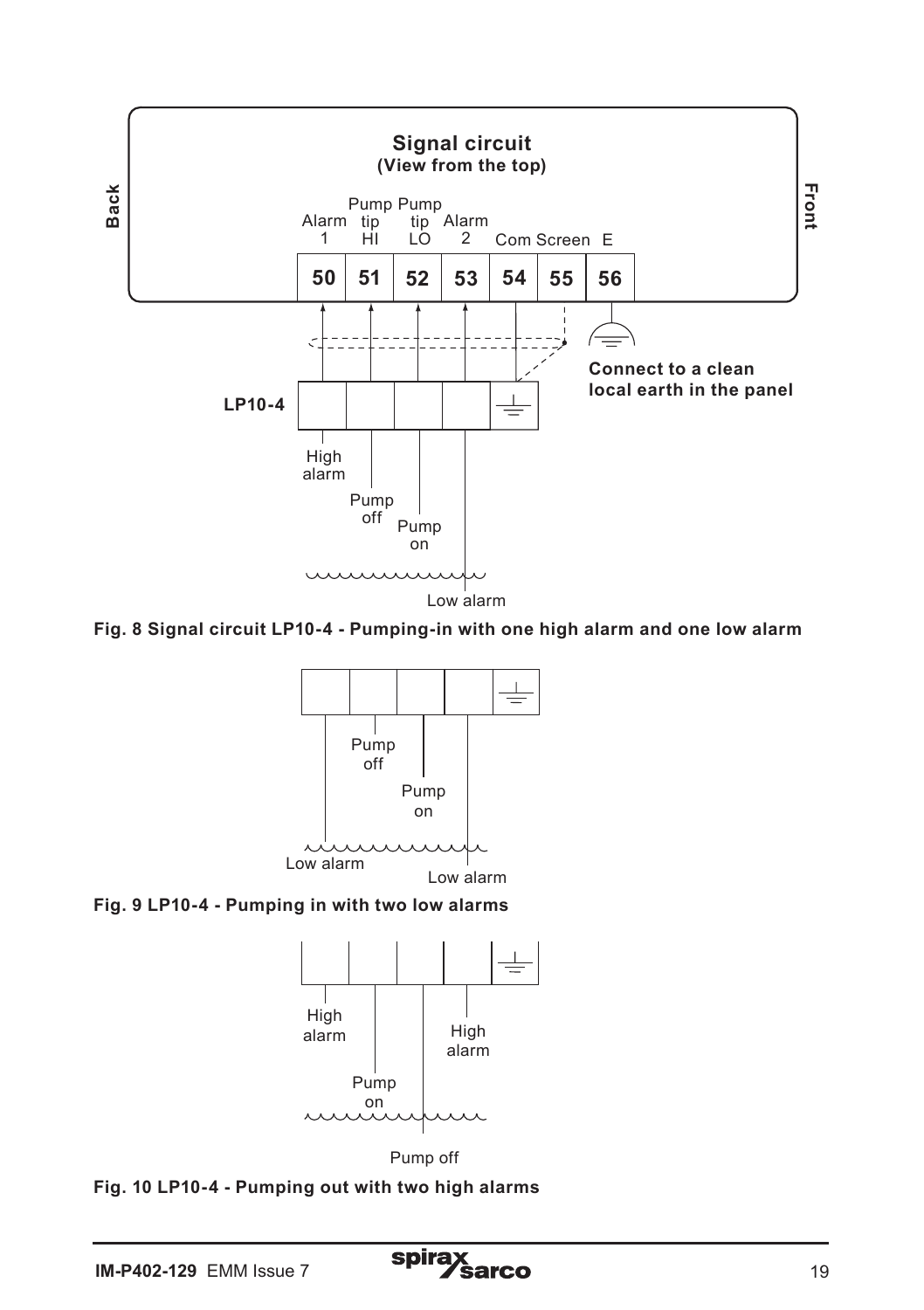**Signal circuit**
**(View from the top)**

**Back** | **Front**

| Alarm 1 | Pump tip HI | Pump tip LO | Alarm 2 | Com | Screen | E |
|---|---|---|---|---|---|---|
| **50** | **51** | **52** | **53** | **54** | **55** | **56** |

**Connect to a clean local earth in the panel**

**LP10-4**

High alarm

Pump off

Pump on

Low alarm

**Fig. 8 Signal circuit LP10-4 - Pumping-in with one high alarm and one low alarm**

Pump off

Pump on

Low alarm

Low alarm

**Fig. 9 LP10-4 - Pumping in with two low alarms**

High alarm

High alarm

Pump on

Pump off

**Fig. 10 LP10-4 - Pumping out with two high alarms**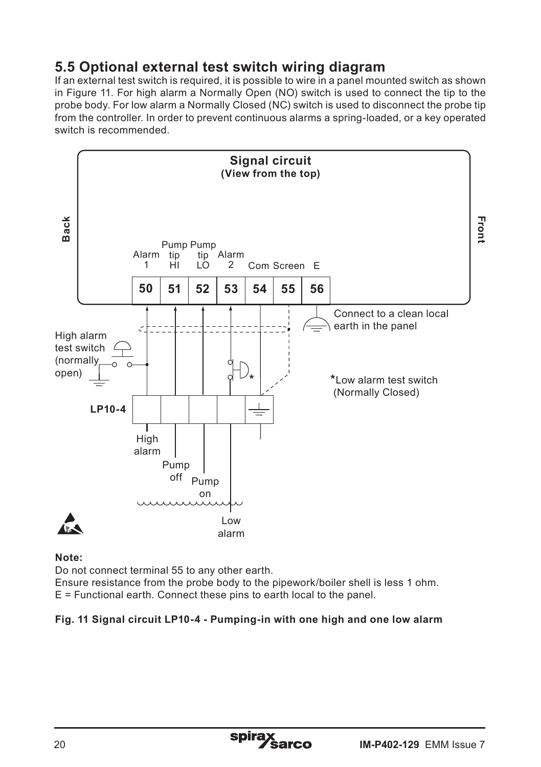## 5.5 Optional external test switch wiring diagram

If an external test switch is required, it is possible to wire in a panel mounted switch as shown in Figure 11. For high alarm a Normally Open (NO) switch is used to connect the tip to the probe body. For low alarm a Normally Closed (NC) switch is used to disconnect the probe tip from the controller. In order to prevent continuous alarms a spring-loaded, or a key operated switch is recommended.

**Signal circuit**
**(View from the top)**

Back — Front

| Alarm 1 | Pump tip HI | Pump tip LO | Alarm 2 | Com | Screen | E |
|---|---|---|---|---|---|---|
| **50** | **51** | **52** | **53** | **54** | **55** | **56** |

Connect to a clean local earth in the panel

High alarm test switch (normally open)

*Low alarm test switch (Normally Closed)

**LP10-4**

High alarm — Pump off — Pump on — Low alarm

**Note:**
Do not connect terminal 55 to any other earth.
Ensure resistance from the probe body to the pipework/boiler shell is less 1 ohm.
E = Functional earth. Connect these pins to earth local to the panel.

**Fig. 11 Signal circuit LP10-4 - Pumping-in with one high and one low alarm**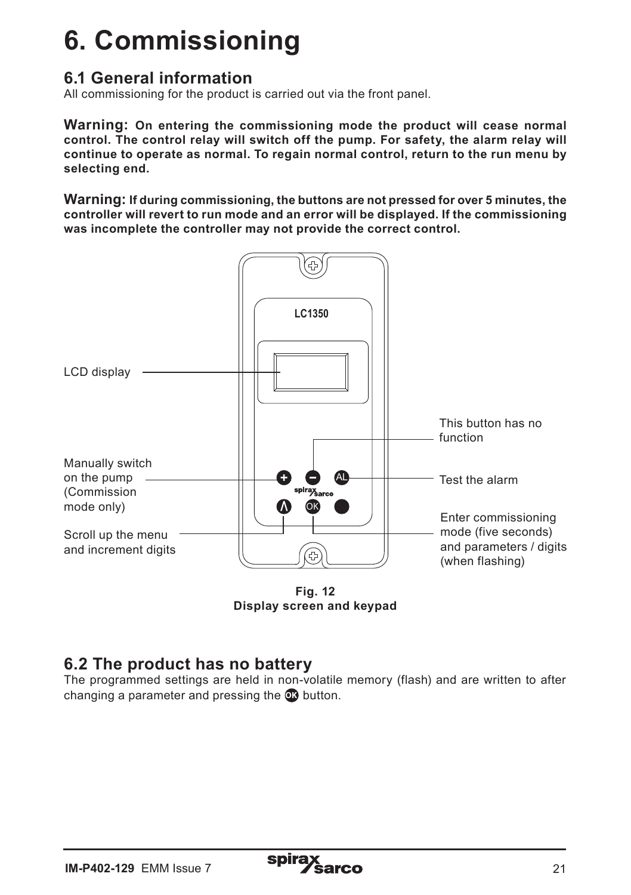# 6. Commissioning

## 6.1 General information

All commissioning for the product is carried out via the front panel.

**Warning: On entering the commissioning mode the product will cease normal control. The control relay will switch off the pump. For safety, the alarm relay will continue to operate as normal. To regain normal control, return to the run menu by selecting end.**

**Warning: If during commissioning, the buttons are not pressed for over 5 minutes, the controller will revert to run mode and an error will be displayed. If the commissioning was incomplete the controller may not provide the correct control.**

LC1350

LCD display

This button has no function

Manually switch on the pump (Commission mode only)

Test the alarm

Scroll up the menu and increment digits

Enter commissioning mode (five seconds) and parameters / digits (when flashing)

**Fig. 12**
**Display screen and keypad**

## 6.2 The product has no battery

The programmed settings are held in non-volatile memory (flash) and are written to after changing a parameter and pressing the OK button.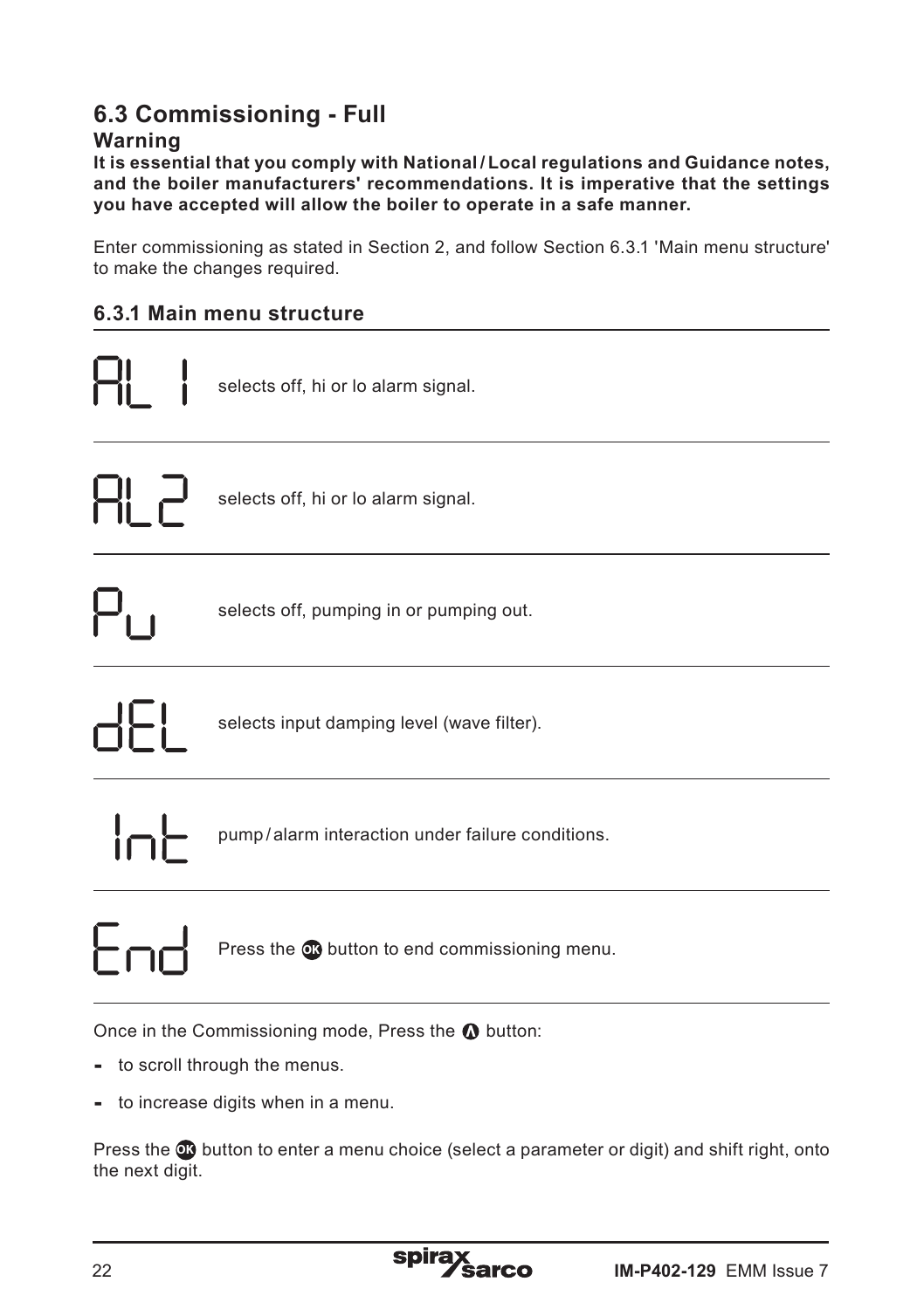## 6.3 Commissioning - Full

### Warning

**It is essential that you comply with National / Local regulations and Guidance notes, and the boiler manufacturers' recommendations. It is imperative that the settings you have accepted will allow the boiler to operate in a safe manner.**

Enter commissioning as stated in Section 2, and follow Section 6.3.1 'Main menu structure' to make the changes required.

### 6.3.1 Main menu structure

| | |
|---|---|
| AL 1 | selects off, hi or lo alarm signal. |
| AL2 | selects off, hi or lo alarm signal. |
| Pu | selects off, pumping in or pumping out. |
| dEL | selects input damping level (wave filter). |
| Int | pump / alarm interaction under failure conditions. |
| End | Press the OK button to end commissioning menu. |

Once in the Commissioning mode, Press the ∧ button:

- to scroll through the menus.
- to increase digits when in a menu.

Press the OK button to enter a menu choice (select a parameter or digit) and shift right, onto the next digit.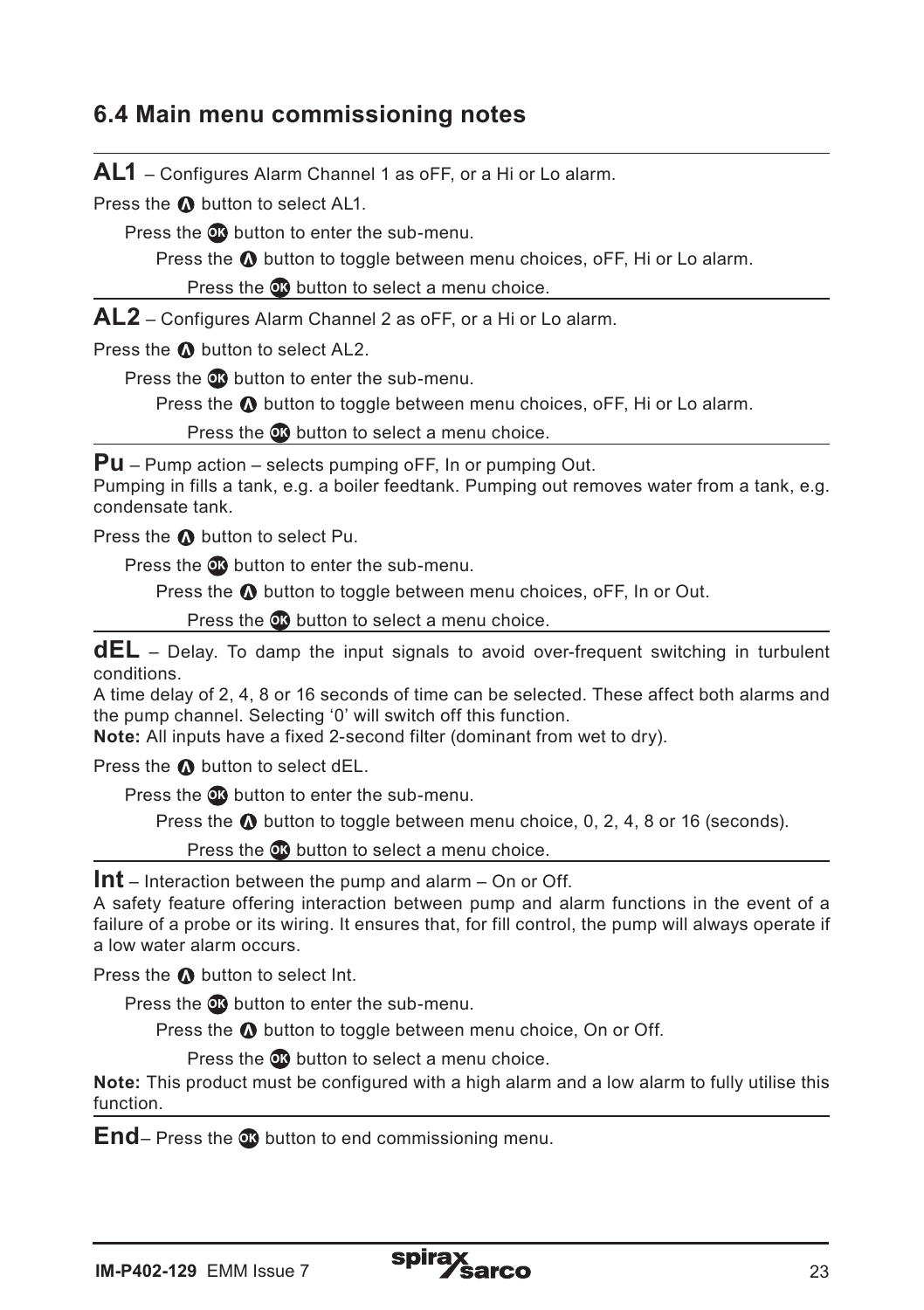## 6.4 Main menu commissioning notes

**AL1** – Configures Alarm Channel 1 as oFF, or a Hi or Lo alarm.

Press the Λ button to select AL1.

Press the OK button to enter the sub-menu.

Press the Λ button to toggle between menu choices, oFF, Hi or Lo alarm.

Press the OK button to select a menu choice.

**AL2** – Configures Alarm Channel 2 as oFF, or a Hi or Lo alarm.

Press the Λ button to select AL2.

Press the OK button to enter the sub-menu.

Press the Λ button to toggle between menu choices, oFF, Hi or Lo alarm.

Press the OK button to select a menu choice.

**Pu** – Pump action – selects pumping oFF, In or pumping Out.
Pumping in fills a tank, e.g. a boiler feedtank. Pumping out removes water from a tank, e.g. condensate tank.

Press the Λ button to select Pu.

Press the OK button to enter the sub-menu.

Press the Λ button to toggle between menu choices, oFF, In or Out.

Press the OK button to select a menu choice.

**dEL** – Delay. To damp the input signals to avoid over-frequent switching in turbulent conditions.
A time delay of 2, 4, 8 or 16 seconds of time can be selected. These affect both alarms and the pump channel. Selecting '0' will switch off this function.
**Note:** All inputs have a fixed 2-second filter (dominant from wet to dry).

Press the Λ button to select dEL.

Press the OK button to enter the sub-menu.

Press the Λ button to toggle between menu choice, 0, 2, 4, 8 or 16 (seconds).

Press the OK button to select a menu choice.

**Int** – Interaction between the pump and alarm – On or Off.
A safety feature offering interaction between pump and alarm functions in the event of a failure of a probe or its wiring. It ensures that, for fill control, the pump will always operate if a low water alarm occurs.

Press the Λ button to select Int.

Press the OK button to enter the sub-menu.

Press the Λ button to toggle between menu choice, On or Off.

Press the OK button to select a menu choice.

**Note:** This product must be configured with a high alarm and a low alarm to fully utilise this function.

**End**– Press the OK button to end commissioning menu.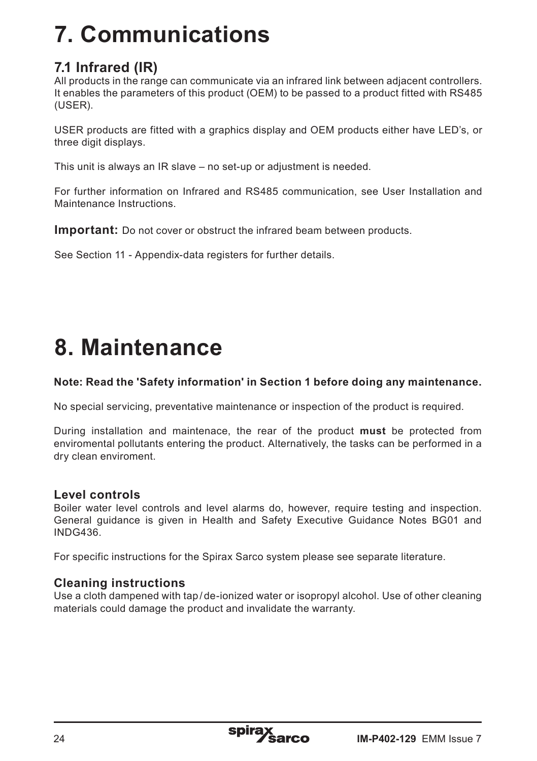# 7. Communications

## 7.1 Infrared (IR)

All products in the range can communicate via an infrared link between adjacent controllers. It enables the parameters of this product (OEM) to be passed to a product fitted with RS485 (USER).

USER products are fitted with a graphics display and OEM products either have LED's, or three digit displays.

This unit is always an IR slave – no set-up or adjustment is needed.

For further information on Infrared and RS485 communication, see User Installation and Maintenance Instructions.

**Important:** Do not cover or obstruct the infrared beam between products.

See Section 11 - Appendix-data registers for further details.

# 8. Maintenance

**Note: Read the 'Safety information' in Section 1 before doing any maintenance.**

No special servicing, preventative maintenance or inspection of the product is required.

During installation and maintenace, the rear of the product **must** be protected from enviromental pollutants entering the product. Alternatively, the tasks can be performed in a dry clean enviroment.

### Level controls

Boiler water level controls and level alarms do, however, require testing and inspection. General guidance is given in Health and Safety Executive Guidance Notes BG01 and INDG436.

For specific instructions for the Spirax Sarco system please see separate literature.

### Cleaning instructions

Use a cloth dampened with tap / de-ionized water or isopropyl alcohol. Use of other cleaning materials could damage the product and invalidate the warranty.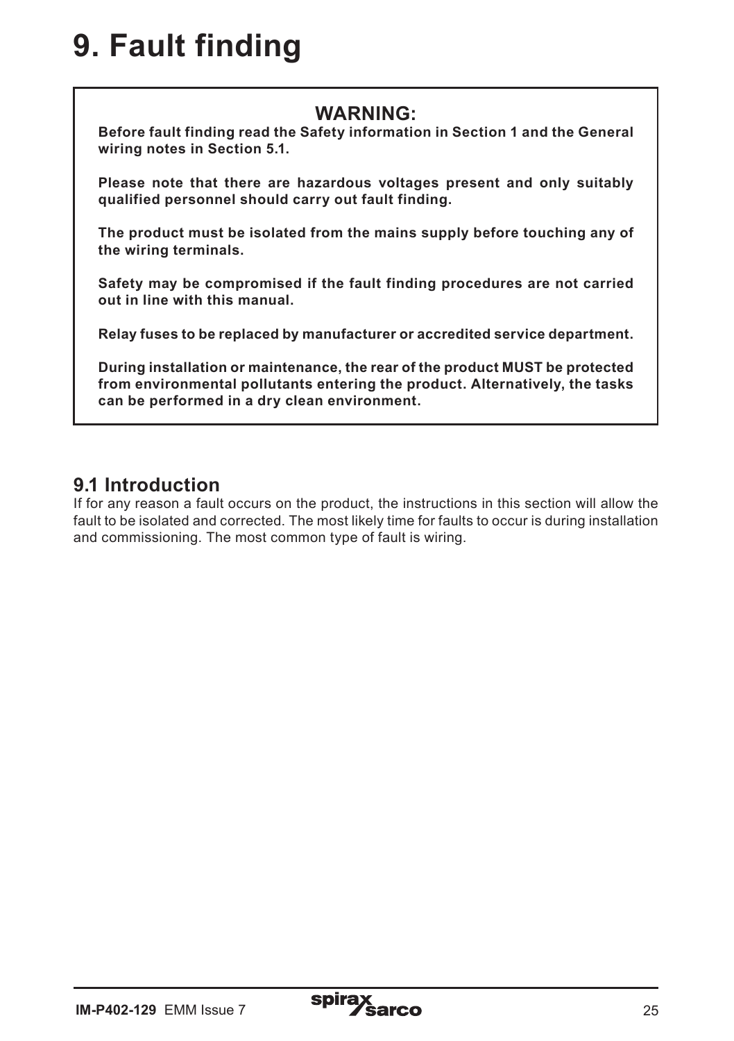# 9. Fault finding

> **WARNING:**
>
> **Before fault finding read the Safety information in Section 1 and the General wiring notes in Section 5.1.**
>
> **Please note that there are hazardous voltages present and only suitably qualified personnel should carry out fault finding.**
>
> **The product must be isolated from the mains supply before touching any of the wiring terminals.**
>
> **Safety may be compromised if the fault finding procedures are not carried out in line with this manual.**
>
> **Relay fuses to be replaced by manufacturer or accredited service department.**
>
> **During installation or maintenance, the rear of the product MUST be protected from environmental pollutants entering the product. Alternatively, the tasks can be performed in a dry clean environment.**

## 9.1 Introduction

If for any reason a fault occurs on the product, the instructions in this section will allow the fault to be isolated and corrected. The most likely time for faults to occur is during installation and commissioning. The most common type of fault is wiring.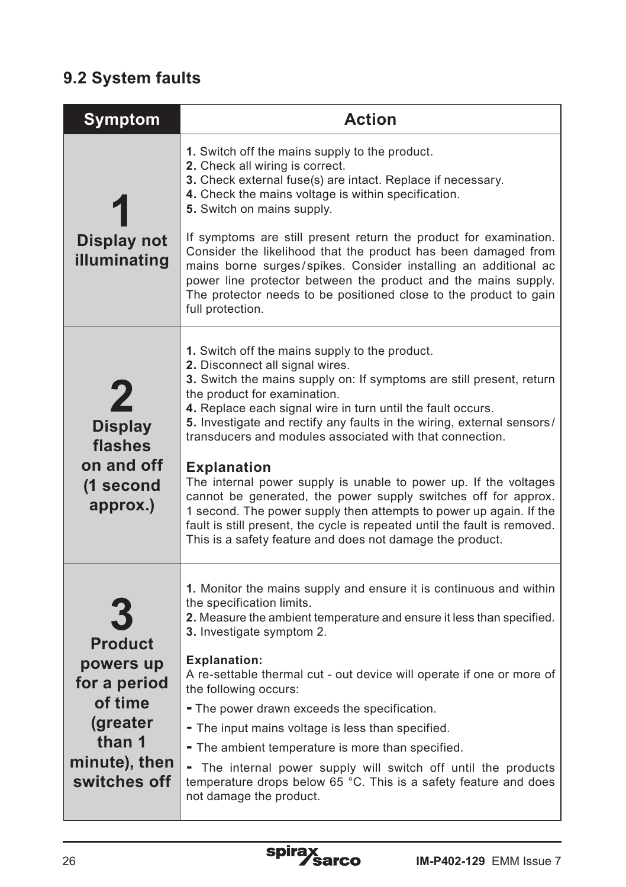## 9.2 System faults

| Symptom | Action |
|---|---|
| **1** **Display not illuminating** | **1.** Switch off the mains supply to the product.<br>**2.** Check all wiring is correct.<br>**3.** Check external fuse(s) are intact. Replace if necessary.<br>**4.** Check the mains voltage is within specification.<br>**5.** Switch on mains supply.<br><br>If symptoms are still present return the product for examination. Consider the likelihood that the product has been damaged from mains borne surges / spikes. Consider installing an additional ac power line protector between the product and the mains supply. The protector needs to be positioned close to the product to gain full protection. |
| **2** **Display flashes on and off (1 second approx.)** | **1.** Switch off the mains supply to the product.<br>**2.** Disconnect all signal wires.<br>**3.** Switch the mains supply on: If symptoms are still present, return the product for examination.<br>**4.** Replace each signal wire in turn until the fault occurs.<br>**5.** Investigate and rectify any faults in the wiring, external sensors / transducers and modules associated with that connection.<br><br>**Explanation**<br>The internal power supply is unable to power up. If the voltages cannot be generated, the power supply switches off for approx. 1 second. The power supply then attempts to power up again. If the fault is still present, the cycle is repeated until the fault is removed. This is a safety feature and does not damage the product. |
| **3** **Product powers up for a period of time (greater than 1 minute), then switches off** | **1.** Monitor the mains supply and ensure it is continuous and within the specification limits.<br>**2.** Measure the ambient temperature and ensure it less than specified.<br>**3.** Investigate symptom 2.<br><br>**Explanation:**<br>A re-settable thermal cut - out device will operate if one or more of the following occurs:<br>- The power drawn exceeds the specification.<br>- The input mains voltage is less than specified.<br>- The ambient temperature is more than specified.<br>- The internal power supply will switch off until the products temperature drops below 65 °C. This is a safety feature and does not damage the product. |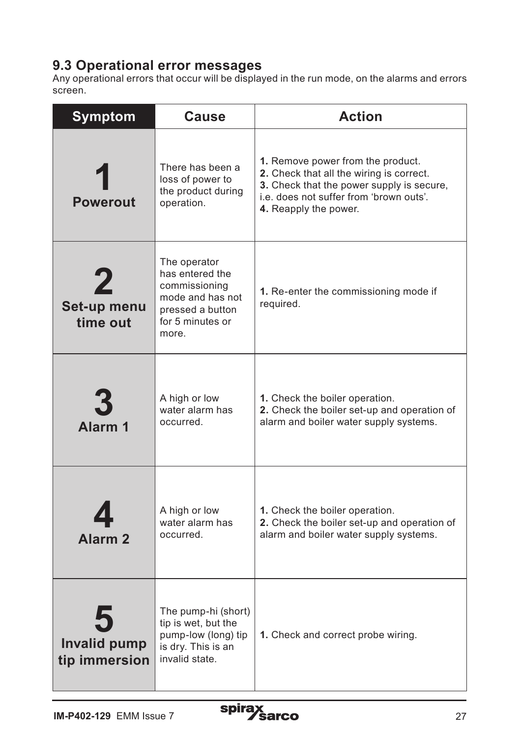## 9.3 Operational error messages

Any operational errors that occur will be displayed in the run mode, on the alarms and errors screen.

| Symptom | Cause | Action |
|---|---|---|
| **1** **Powerout** | There has been a loss of power to the product during operation. | **1.** Remove power from the product.<br>**2.** Check that all the wiring is correct.<br>**3.** Check that the power supply is secure, i.e. does not suffer from 'brown outs'.<br>**4.** Reapply the power. |
| **2** **Set-up menu time out** | The operator has entered the commissioning mode and has not pressed a button for 5 minutes or more. | **1.** Re-enter the commissioning mode if required. |
| **3** **Alarm 1** | A high or low water alarm has occurred. | **1.** Check the boiler operation.<br>**2.** Check the boiler set-up and operation of alarm and boiler water supply systems. |
| **4** **Alarm 2** | A high or low water alarm has occurred. | **1.** Check the boiler operation.<br>**2.** Check the boiler set-up and operation of alarm and boiler water supply systems. |
| **5** **Invalid pump tip immersion** | The pump-hi (short) tip is wet, but the pump-low (long) tip is dry. This is an invalid state. | **1.** Check and correct probe wiring. |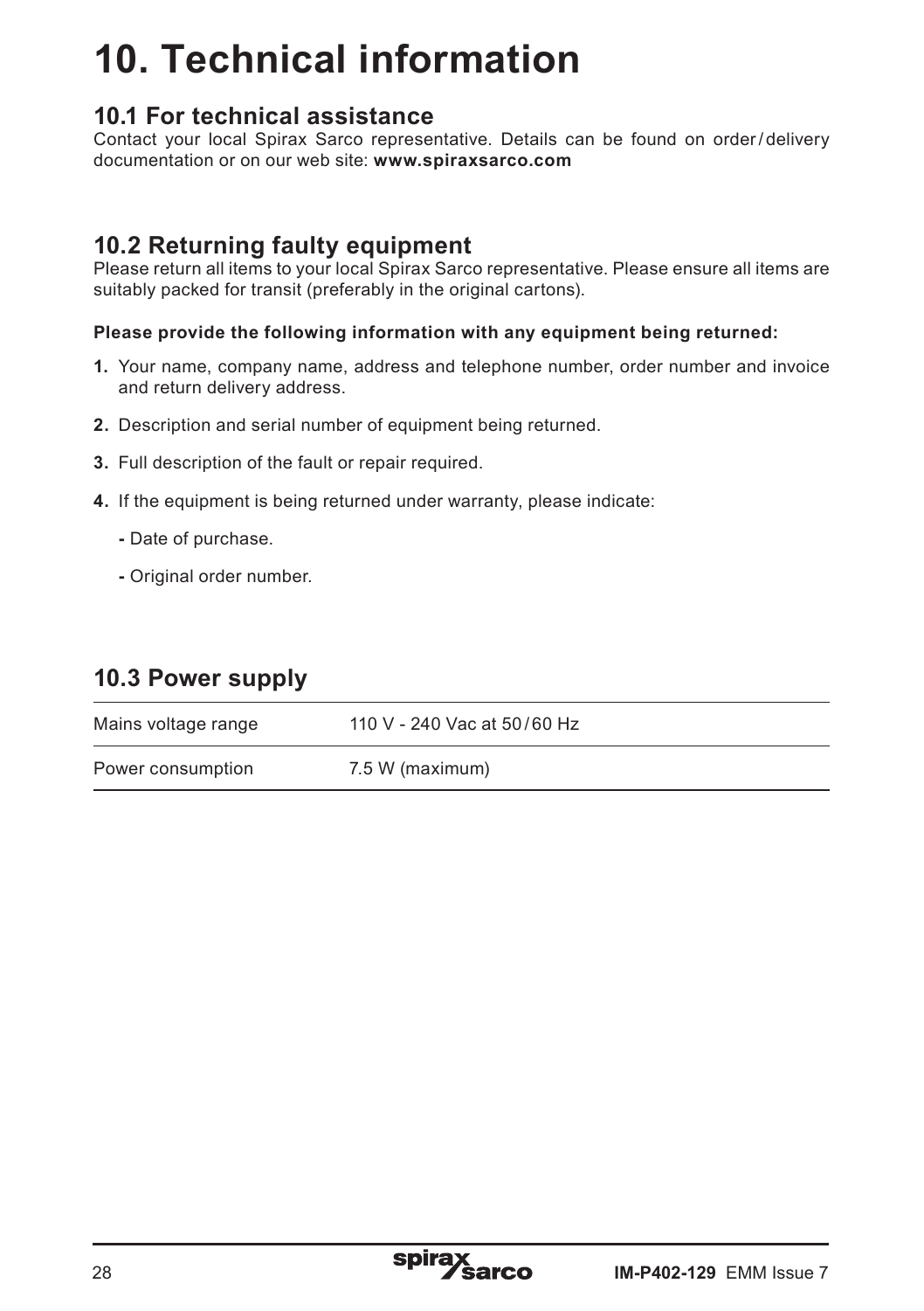# 10. Technical information

## 10.1 For technical assistance

Contact your local Spirax Sarco representative. Details can be found on order/delivery documentation or on our web site: **www.spiraxsarco.com**

## 10.2 Returning faulty equipment

Please return all items to your local Spirax Sarco representative. Please ensure all items are suitably packed for transit (preferably in the original cartons).

**Please provide the following information with any equipment being returned:**

1. Your name, company name, address and telephone number, order number and invoice and return delivery address.
2. Description and serial number of equipment being returned.
3. Full description of the fault or repair required.
4. If the equipment is being returned under warranty, please indicate:
   - Date of purchase.
   - Original order number.

## 10.3 Power supply

| | |
|---|---|
| Mains voltage range | 110 V - 240 Vac at 50/60 Hz |
| Power consumption | 7.5 W (maximum) |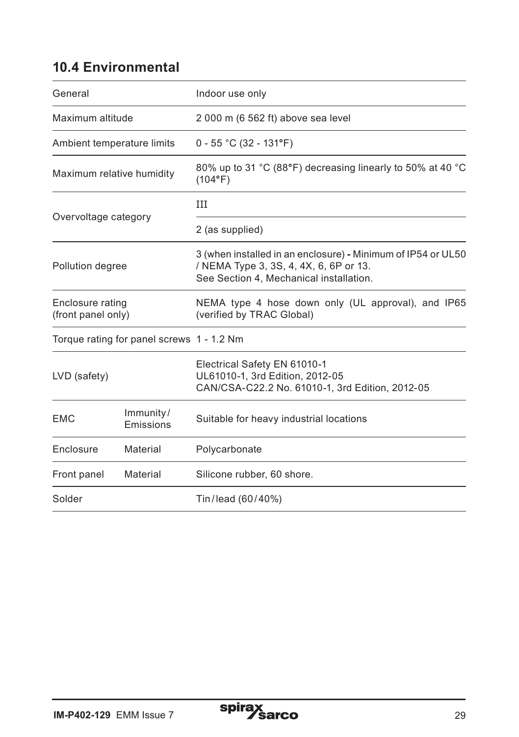## 10.4 Environmental

| | | |
|---|---|---|
| General | | Indoor use only |
| Maximum altitude | | 2 000 m (6 562 ft) above sea level |
| Ambient temperature limits | | 0 - 55 °C (32 - 131°F) |
| Maximum relative humidity | | 80% up to 31 °C (88°F) decreasing linearly to 50% at 40 °C (104°F) |
| Overvoltage category | | III |
| | | 2 (as supplied) |
| Pollution degree | | 3 (when installed in an enclosure) **-** Minimum of IP54 or UL50 / NEMA Type 3, 3S, 4, 4X, 6, 6P or 13. See Section 4, Mechanical installation. |
| Enclosure rating (front panel only) | | NEMA type 4 hose down only (UL approval), and IP65 (verified by TRAC Global) |
| Torque rating for panel screws | | 1 - 1.2 Nm |
| LVD (safety) | | Electrical Safety EN 61010-1<br>UL61010-1, 3rd Edition, 2012-05<br>CAN/CSA-C22.2 No. 61010-1, 3rd Edition, 2012-05 |
| EMC | Immunity/ Emissions | Suitable for heavy industrial locations |
| Enclosure | Material | Polycarbonate |
| Front panel | Material | Silicone rubber, 60 shore. |
| Solder | | Tin/lead (60/40%) |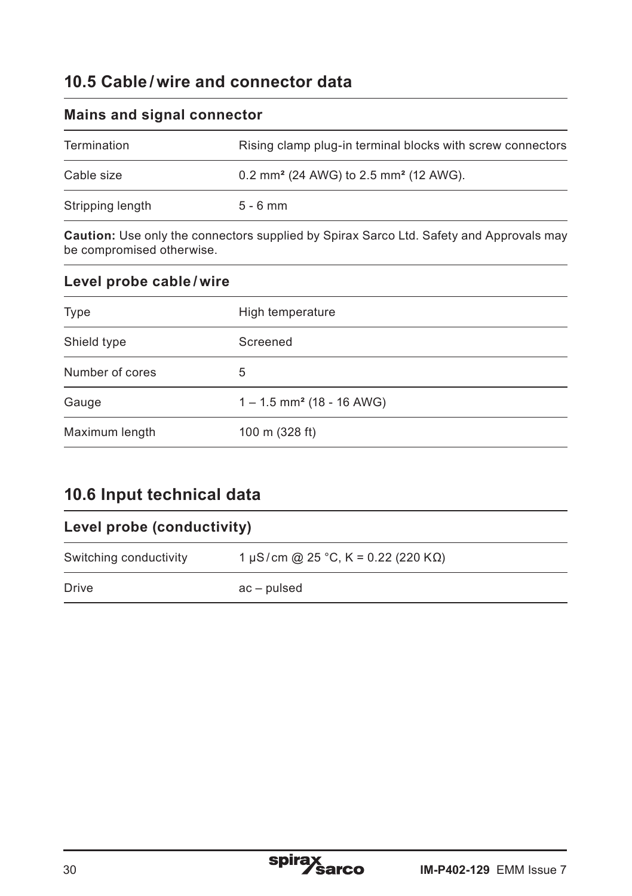## 10.5 Cable / wire and connector data

### Mains and signal connector

| | |
|---|---|
| Termination | Rising clamp plug-in terminal blocks with screw connectors |
| Cable size | 0.2 mm² (24 AWG) to 2.5 mm² (12 AWG). |
| Stripping length | 5 - 6 mm |

**Caution:** Use only the connectors supplied by Spirax Sarco Ltd. Safety and Approvals may be compromised otherwise.

### Level probe cable / wire

| | |
|---|---|
| Type | High temperature |
| Shield type | Screened |
| Number of cores | 5 |
| Gauge | 1 – 1.5 mm² (18 - 16 AWG) |
| Maximum length | 100 m (328 ft) |

## 10.6 Input technical data

### Level probe (conductivity)

| | |
|---|---|
| Switching conductivity | 1 μS / cm @ 25 °C, K = 0.22 (220 KΩ) |
| Drive | ac – pulsed |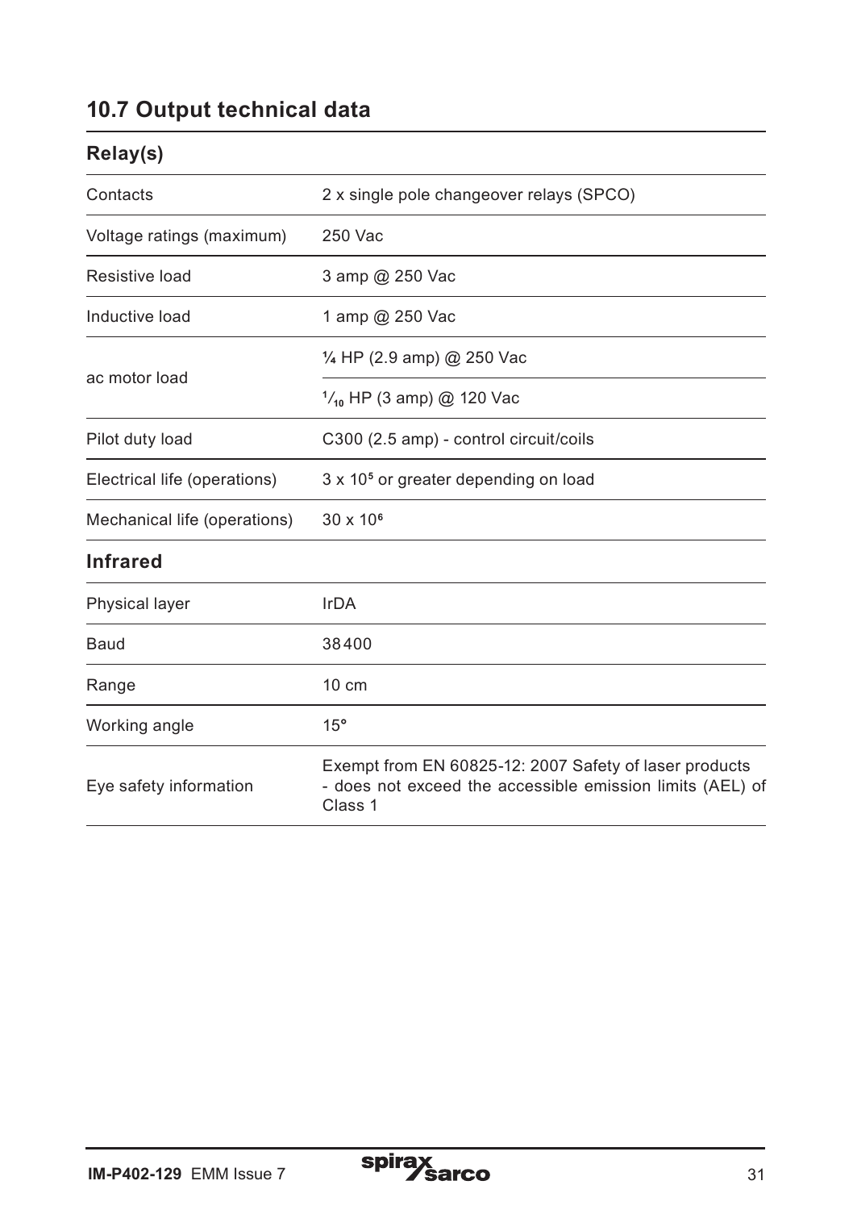## 10.7 Output technical data

| Relay(s) | |
|---|---|
| Contacts | 2 x single pole changeover relays (SPCO) |
| Voltage ratings (maximum) | 250 Vac |
| Resistive load | 3 amp @ 250 Vac |
| Inductive load | 1 amp @ 250 Vac |
| ac motor load | ¼ HP (2.9 amp) @ 250 Vac |
| | $^{1}/_{10}$ HP (3 amp) @ 120 Vac |
| Pilot duty load | C300 (2.5 amp) - control circuit/coils |
| Electrical life (operations) | 3 x $10^5$ or greater depending on load |
| Mechanical life (operations) | 30 x $10^6$ |
| **Infrared** | |
| Physical layer | IrDA |
| Baud | 38400 |
| Range | 10 cm |
| Working angle | 15° |
| Eye safety information | Exempt from EN 60825-12: 2007 Safety of laser products - does not exceed the accessible emission limits (AEL) of Class 1 |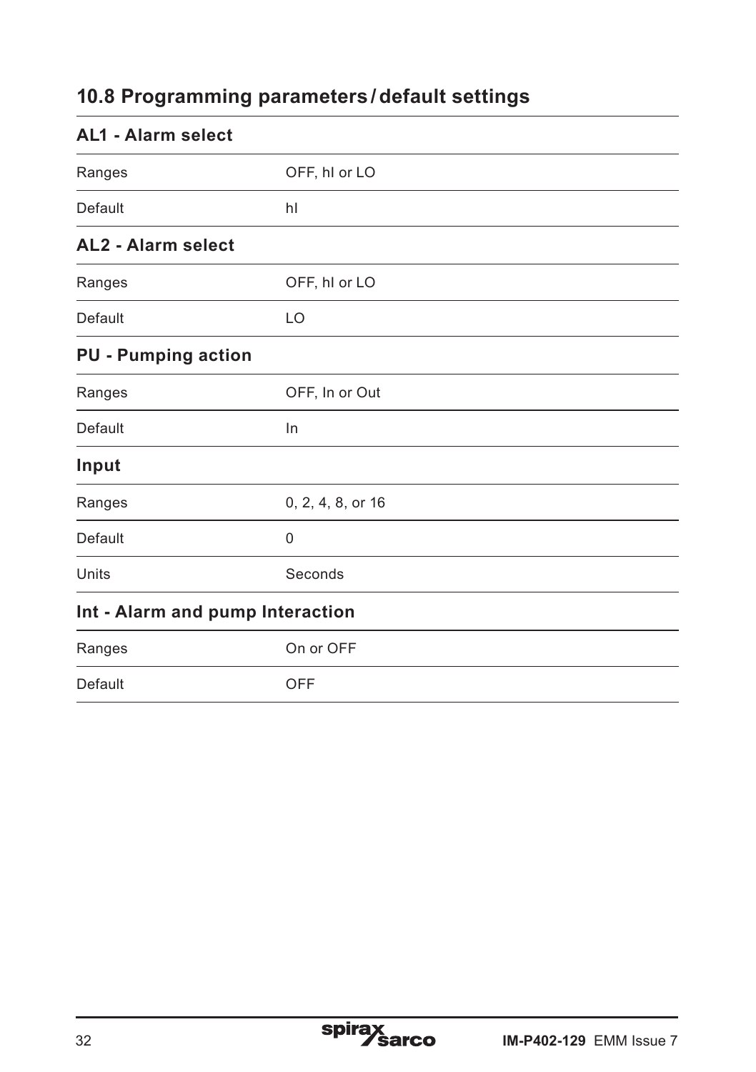## 10.8 Programming parameters / default settings

### AL1 - Alarm select

| | |
|---|---|
| Ranges | OFF, hI or LO |
| Default | hI |

### AL2 - Alarm select

| | |
|---|---|
| Ranges | OFF, hI or LO |
| Default | LO |

### PU - Pumping action

| | |
|---|---|
| Ranges | OFF, In or Out |
| Default | In |

### Input

| | |
|---|---|
| Ranges | 0, 2, 4, 8, or 16 |
| Default | 0 |
| Units | Seconds |

### Int - Alarm and pump Interaction

| | |
|---|---|
| Ranges | On or OFF |
| Default | OFF |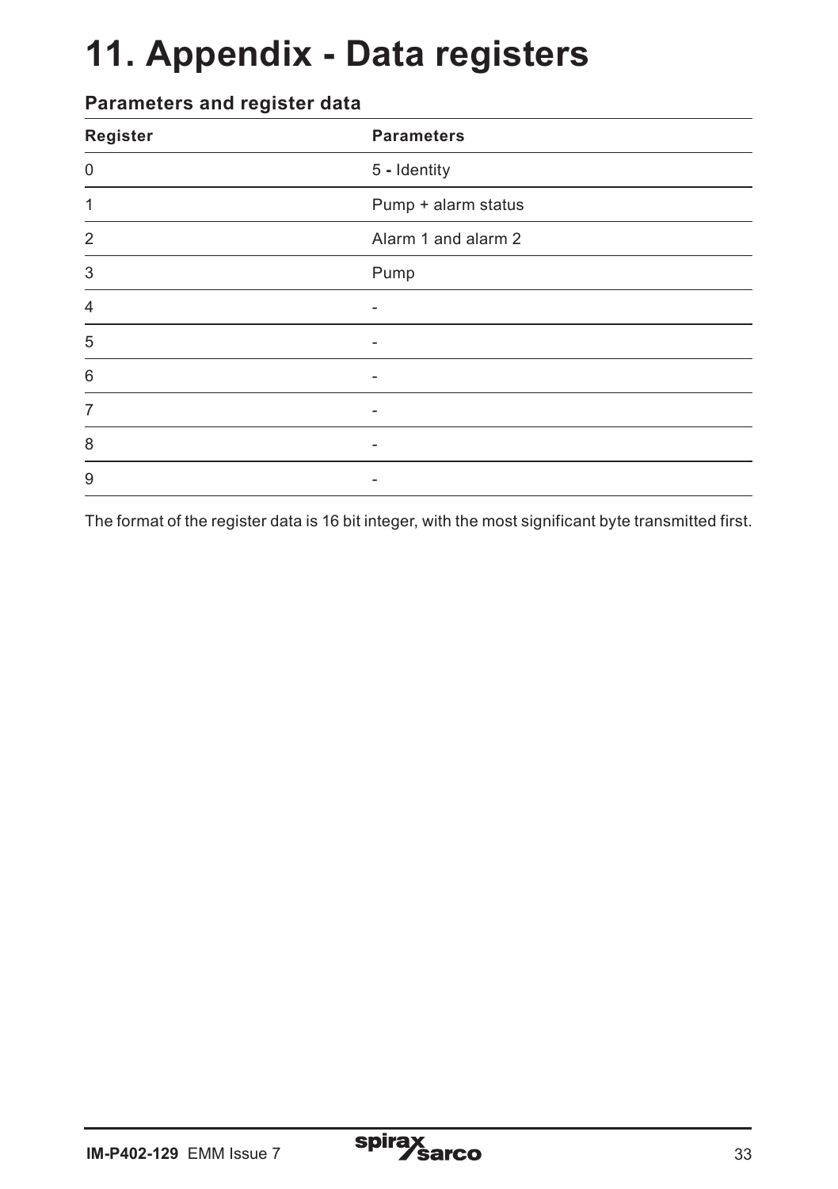# 11. Appendix - Data registers

## Parameters and register data

| Register | Parameters |
|---|---|
| 0 | 5 **-** Identity |
| 1 | Pump + alarm status |
| 2 | Alarm 1 and alarm 2 |
| 3 | Pump |
| 4 | - |
| 5 | - |
| 6 | - |
| 7 | - |
| 8 | - |
| 9 | - |

The format of the register data is 16 bit integer, with the most significant byte transmitted first.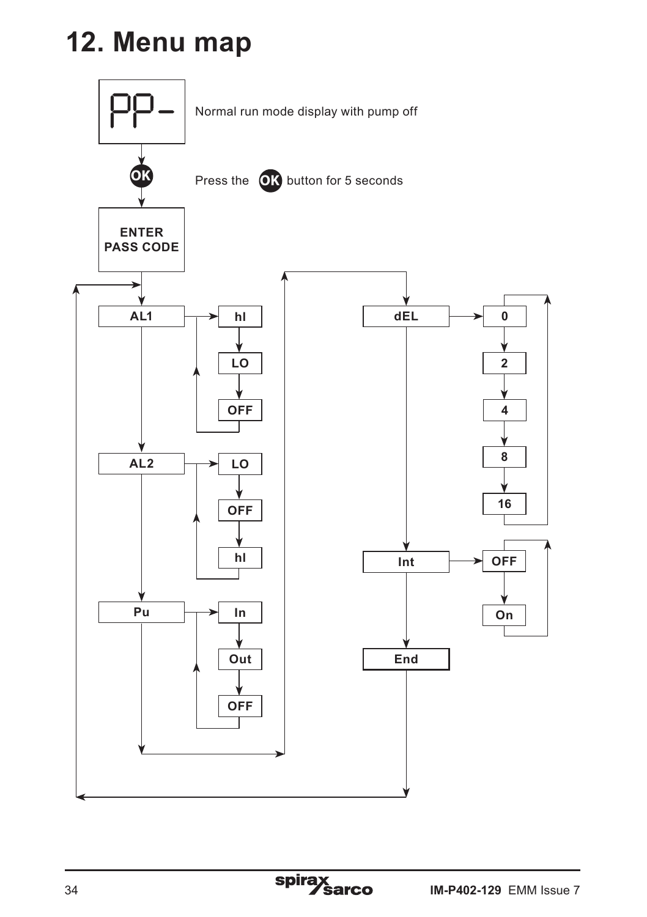# 12. Menu map

PP-

Normal run mode display with pump off

OK

Press the OK button for 5 seconds

ENTER PASS CODE

AL1

hI

LO

OFF

AL2

LO

OFF

hI

Pu

In

Out

OFF

dEL

0

2

4

8

16

Int

OFF

On

End